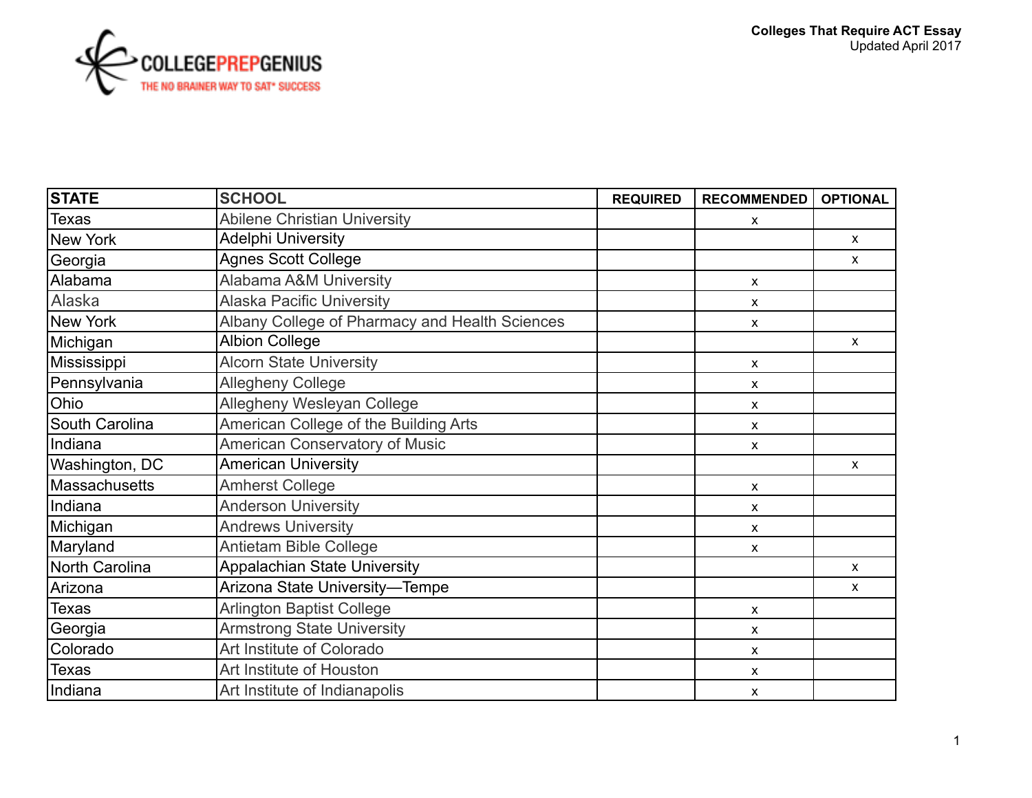COLLEGEPREPGENIUS

THE NO BRAINER WAY TO SAT* SUCCESS

**Colleges That Require ACT Essay**
Updated April 2017

| STATE | SCHOOL | REQUIRED | RECOMMENDED | OPTIONAL |
|---|---|---|---|---|
| Texas | Abilene Christian University | | x | |
| New York | Adelphi University | | | x |
| Georgia | Agnes Scott College | | | x |
| Alabama | Alabama A&M University | | x | |
| Alaska | Alaska Pacific University | | x | |
| New York | Albany College of Pharmacy and Health Sciences | | x | |
| Michigan | Albion College | | | x |
| Mississippi | Alcorn State University | | x | |
| Pennsylvania | Allegheny College | | x | |
| Ohio | Allegheny Wesleyan College | | x | |
| South Carolina | American College of the Building Arts | | x | |
| Indiana | American Conservatory of Music | | x | |
| Washington, DC | American University | | | x |
| Massachusetts | Amherst College | | x | |
| Indiana | Anderson University | | x | |
| Michigan | Andrews University | | x | |
| Maryland | Antietam Bible College | | x | |
| North Carolina | Appalachian State University | | | x |
| Arizona | Arizona State University—Tempe | | | x |
| Texas | Arlington Baptist College | | x | |
| Georgia | Armstrong State University | | x | |
| Colorado | Art Institute of Colorado | | x | |
| Texas | Art Institute of Houston | | x | |
| Indiana | Art Institute of Indianapolis | | x | |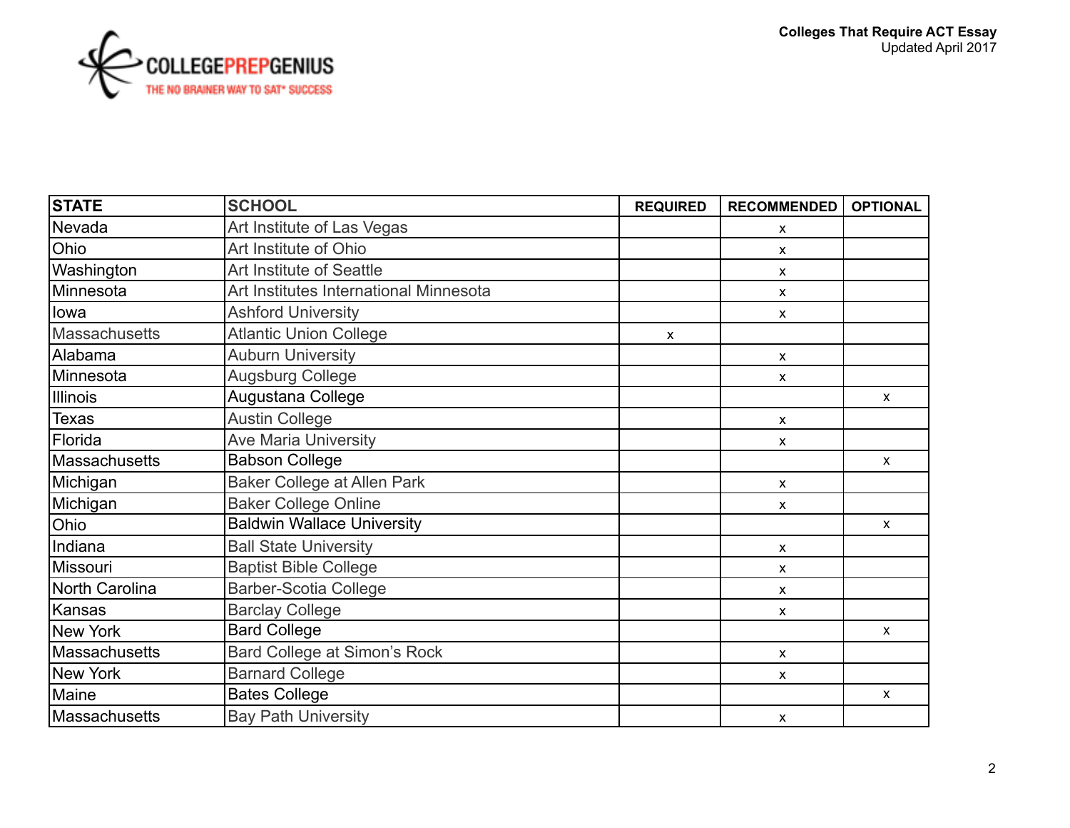| STATE | SCHOOL | REQUIRED | RECOMMENDED | OPTIONAL |
|---|---|---|---|---|
| Nevada | Art Institute of Las Vegas | | x | |
| Ohio | Art Institute of Ohio | | x | |
| Washington | Art Institute of Seattle | | x | |
| Minnesota | Art Institutes International Minnesota | | x | |
| Iowa | Ashford University | | x | |
| Massachusetts | Atlantic Union College | x | | |
| Alabama | Auburn University | | x | |
| Minnesota | Augsburg College | | x | |
| Illinois | Augustana College | | | x |
| Texas | Austin College | | x | |
| Florida | Ave Maria University | | x | |
| Massachusetts | Babson College | | | x |
| Michigan | Baker College at Allen Park | | x | |
| Michigan | Baker College Online | | x | |
| Ohio | Baldwin Wallace University | | | x |
| Indiana | Ball State University | | x | |
| Missouri | Baptist Bible College | | x | |
| North Carolina | Barber-Scotia College | | x | |
| Kansas | Barclay College | | x | |
| New York | Bard College | | | x |
| Massachusetts | Bard College at Simon's Rock | | x | |
| New York | Barnard College | | x | |
| Maine | Bates College | | | x |
| Massachusetts | Bay Path University | | x | |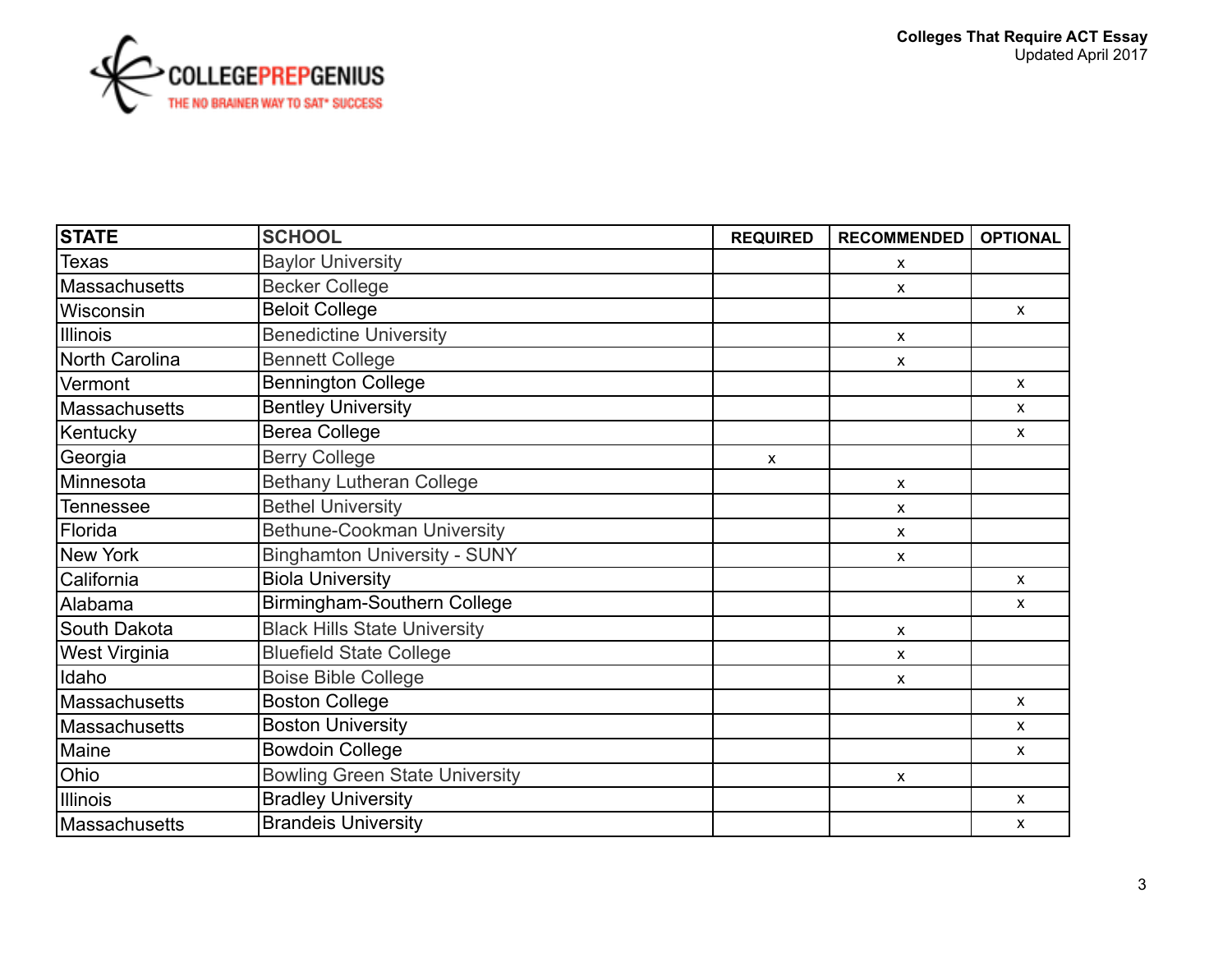| STATE | SCHOOL | REQUIRED | RECOMMENDED | OPTIONAL |
|---|---|---|---|---|
| Texas | Baylor University | | x | |
| Massachusetts | Becker College | | x | |
| Wisconsin | Beloit College | | | x |
| Illinois | Benedictine University | | x | |
| North Carolina | Bennett College | | x | |
| Vermont | Bennington College | | | x |
| Massachusetts | Bentley University | | | x |
| Kentucky | Berea College | | | x |
| Georgia | Berry College | x | | |
| Minnesota | Bethany Lutheran College | | x | |
| Tennessee | Bethel University | | x | |
| Florida | Bethune-Cookman University | | x | |
| New York | Binghamton University - SUNY | | x | |
| California | Biola University | | | x |
| Alabama | Birmingham-Southern College | | | x |
| South Dakota | Black Hills State University | | x | |
| West Virginia | Bluefield State College | | x | |
| Idaho | Boise Bible College | | x | |
| Massachusetts | Boston College | | | x |
| Massachusetts | Boston University | | | x |
| Maine | Bowdoin College | | | x |
| Ohio | Bowling Green State University | | x | |
| Illinois | Bradley University | | | x |
| Massachusetts | Brandeis University | | | x |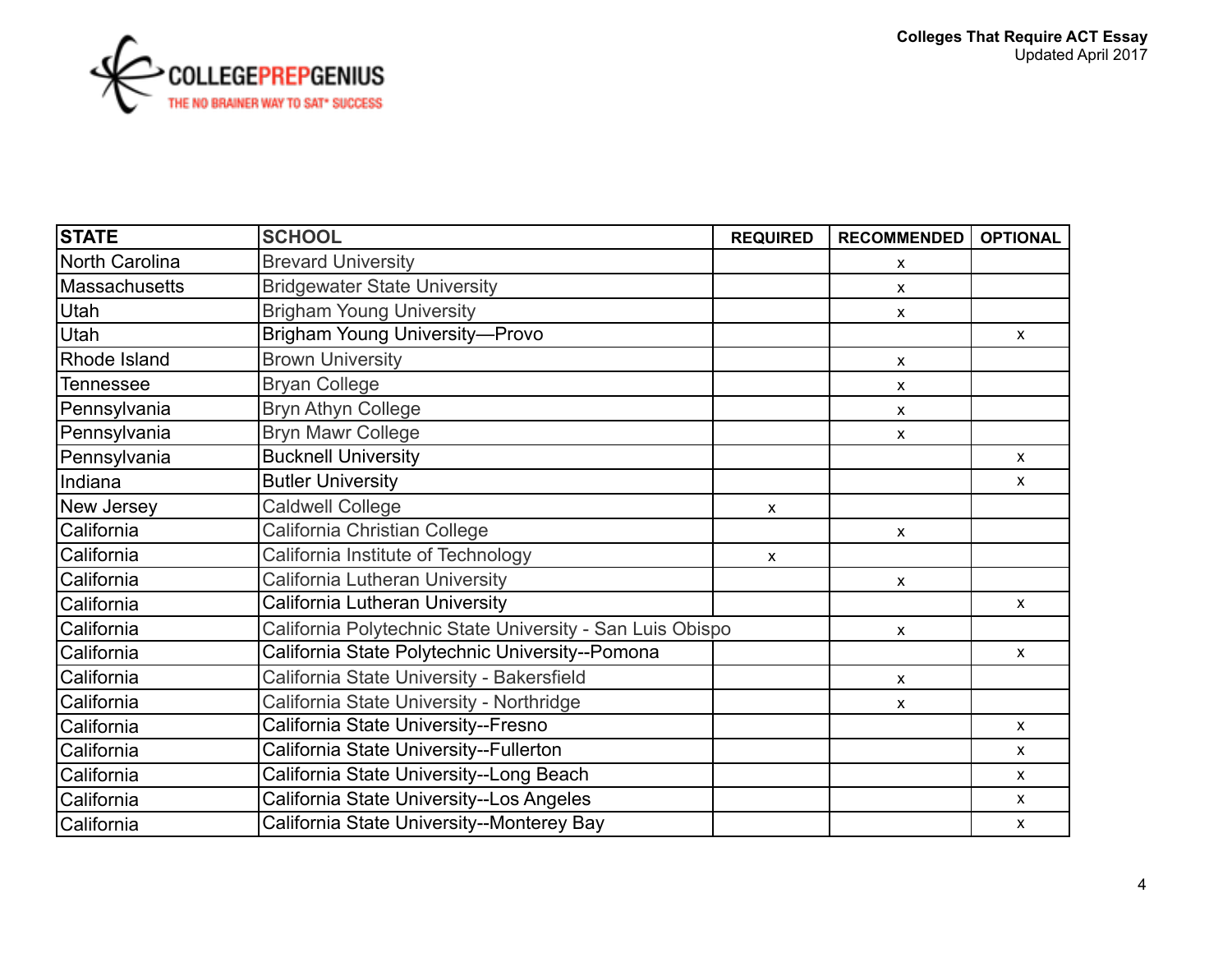| STATE | SCHOOL | REQUIRED | RECOMMENDED | OPTIONAL |
|---|---|---|---|---|
| North Carolina | Brevard University | | x | |
| Massachusetts | Bridgewater State University | | x | |
| Utah | Brigham Young University | | x | |
| Utah | Brigham Young University—Provo | | | x |
| Rhode Island | Brown University | | x | |
| Tennessee | Bryan College | | x | |
| Pennsylvania | Bryn Athyn College | | x | |
| Pennsylvania | Bryn Mawr College | | x | |
| Pennsylvania | Bucknell University | | | x |
| Indiana | Butler University | | | x |
| New Jersey | Caldwell College | x | | |
| California | California Christian College | | x | |
| California | California Institute of Technology | x | | |
| California | California Lutheran University | | x | |
| California | California Lutheran University | | | x |
| California | California Polytechnic State University - San Luis Obispo | | x | |
| California | California State Polytechnic University--Pomona | | | x |
| California | California State University - Bakersfield | | x | |
| California | California State University - Northridge | | x | |
| California | California State University--Fresno | | | x |
| California | California State University--Fullerton | | | x |
| California | California State University--Long Beach | | | x |
| California | California State University--Los Angeles | | | x |
| California | California State University--Monterey Bay | | | x |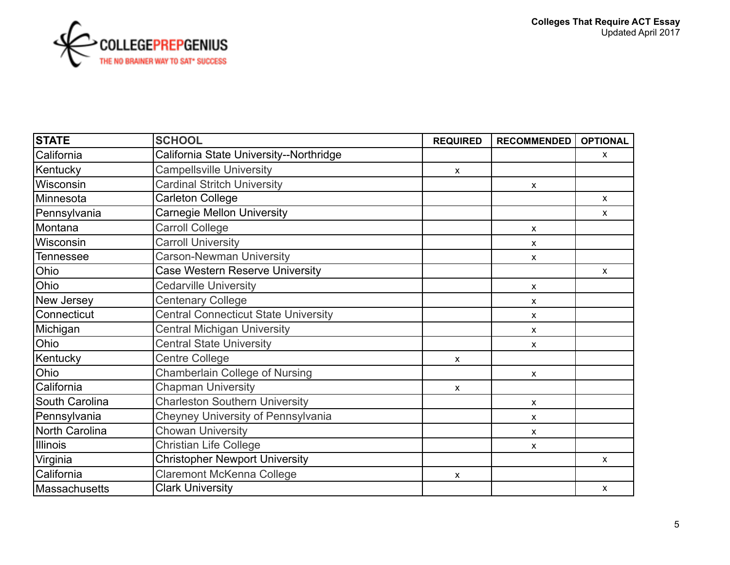| STATE | SCHOOL | REQUIRED | RECOMMENDED | OPTIONAL |
|---|---|---|---|---|
| California | California State University--Northridge | | | x |
| Kentucky | Campellsville University | x | | |
| Wisconsin | Cardinal Stritch University | | x | |
| Minnesota | Carleton College | | | x |
| Pennsylvania | Carnegie Mellon University | | | x |
| Montana | Carroll College | | x | |
| Wisconsin | Carroll University | | x | |
| Tennessee | Carson-Newman University | | x | |
| Ohio | Case Western Reserve University | | | x |
| Ohio | Cedarville University | | x | |
| New Jersey | Centenary College | | x | |
| Connecticut | Central Connecticut State University | | x | |
| Michigan | Central Michigan University | | x | |
| Ohio | Central State University | | x | |
| Kentucky | Centre College | x | | |
| Ohio | Chamberlain College of Nursing | | x | |
| California | Chapman University | x | | |
| South Carolina | Charleston Southern University | | x | |
| Pennsylvania | Cheyney University of Pennsylvania | | x | |
| North Carolina | Chowan University | | x | |
| Illinois | Christian Life College | | x | |
| Virginia | Christopher Newport University | | | x |
| California | Claremont McKenna College | x | | |
| Massachusetts | Clark University | | | x |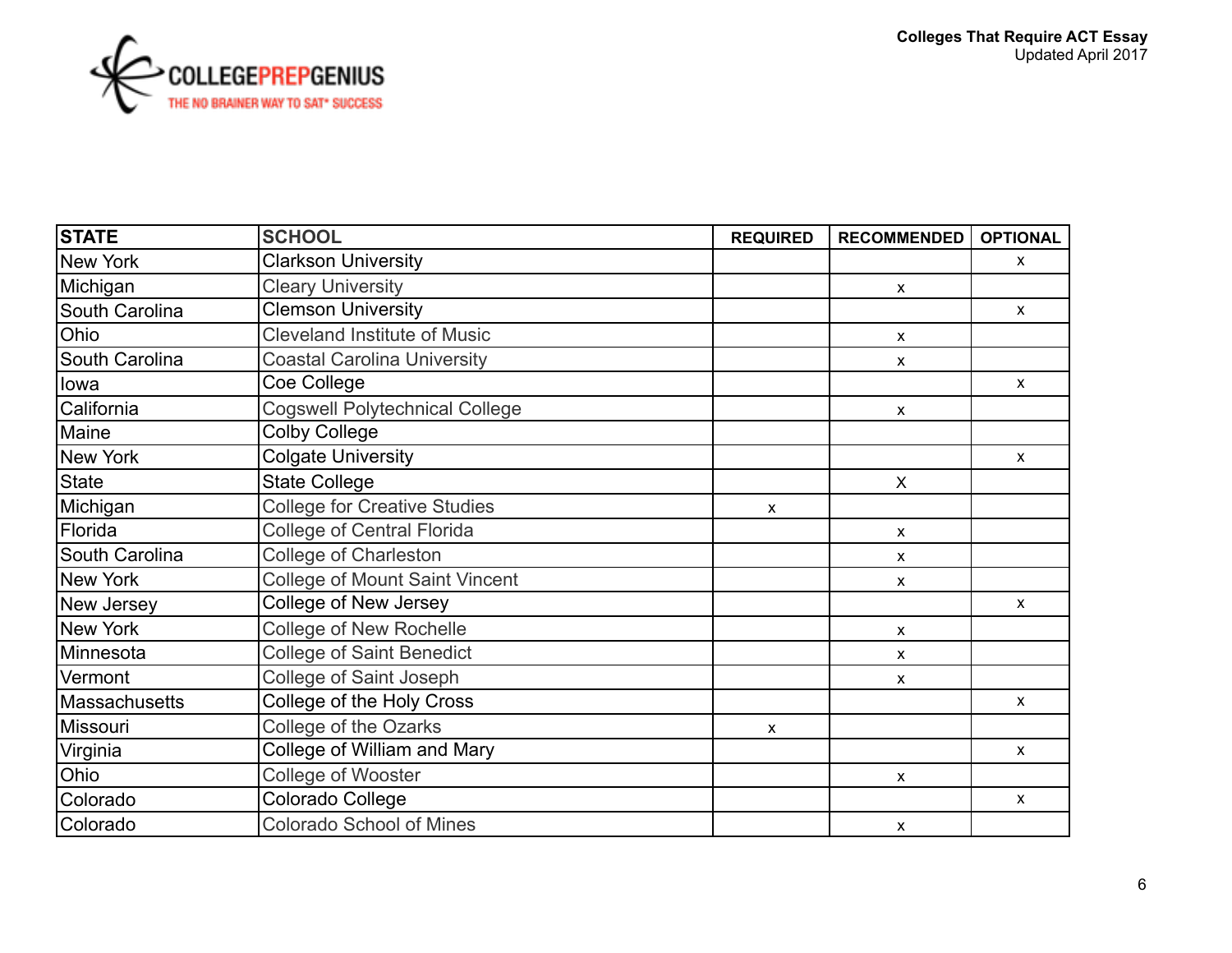**Colleges That Require ACT Essay**
Updated April 2017

| STATE | SCHOOL | REQUIRED | RECOMMENDED | OPTIONAL |
|---|---|---|---|---|
| New York | Clarkson University | | | x |
| Michigan | Cleary University | | x | |
| South Carolina | Clemson University | | | x |
| Ohio | Cleveland Institute of Music | | x | |
| South Carolina | Coastal Carolina University | | x | |
| Iowa | Coe College | | | x |
| California | Cogswell Polytechnical College | | x | |
| Maine | Colby College | | | |
| New York | Colgate University | | | x |
| State | State College | | X | |
| Michigan | College for Creative Studies | x | | |
| Florida | College of Central Florida | | x | |
| South Carolina | College of Charleston | | x | |
| New York | College of Mount Saint Vincent | | x | |
| New Jersey | College of New Jersey | | | x |
| New York | College of New Rochelle | | x | |
| Minnesota | College of Saint Benedict | | x | |
| Vermont | College of Saint Joseph | | x | |
| Massachusetts | College of the Holy Cross | | | x |
| Missouri | College of the Ozarks | x | | |
| Virginia | College of William and Mary | | | x |
| Ohio | College of Wooster | | x | |
| Colorado | Colorado College | | | x |
| Colorado | Colorado School of Mines | | x | |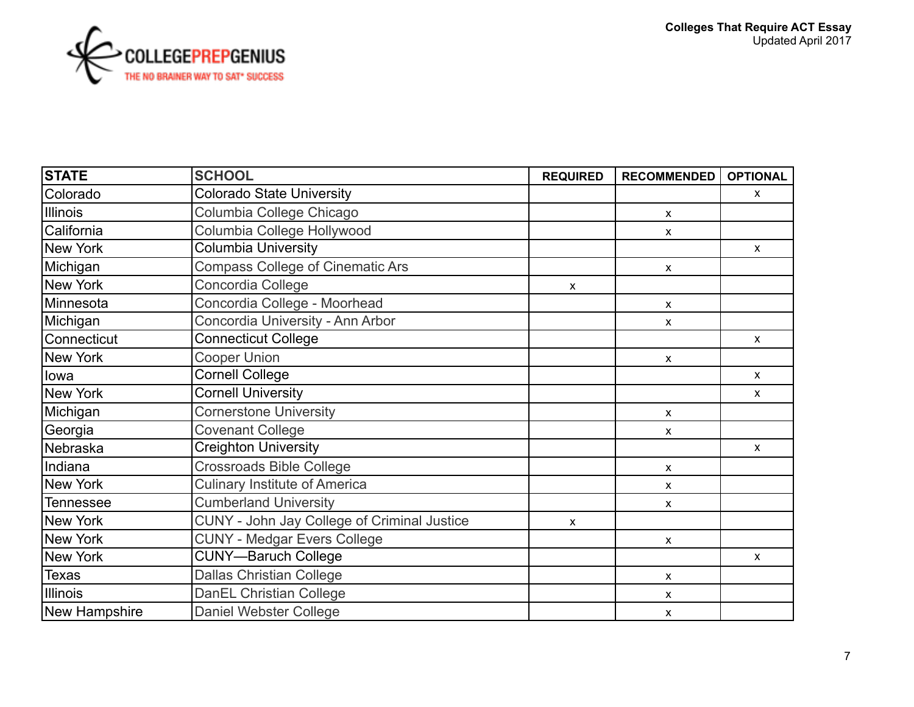| STATE | SCHOOL | REQUIRED | RECOMMENDED | OPTIONAL |
|---|---|---|---|---|
| Colorado | Colorado State University | | | x |
| Illinois | Columbia College Chicago | | x | |
| California | Columbia College Hollywood | | x | |
| New York | Columbia University | | | x |
| Michigan | Compass College of Cinematic Ars | | x | |
| New York | Concordia College | x | | |
| Minnesota | Concordia College - Moorhead | | x | |
| Michigan | Concordia University - Ann Arbor | | x | |
| Connecticut | Connecticut College | | | x |
| New York | Cooper Union | | x | |
| Iowa | Cornell College | | | x |
| New York | Cornell University | | | x |
| Michigan | Cornerstone University | | x | |
| Georgia | Covenant College | | x | |
| Nebraska | Creighton University | | | x |
| Indiana | Crossroads Bible College | | x | |
| New York | Culinary Institute of America | | x | |
| Tennessee | Cumberland University | | x | |
| New York | CUNY - John Jay College of Criminal Justice | x | | |
| New York | CUNY - Medgar Evers College | | x | |
| New York | CUNY—Baruch College | | | x |
| Texas | Dallas Christian College | | x | |
| Illinois | DanEL Christian College | | x | |
| New Hampshire | Daniel Webster College | | x | |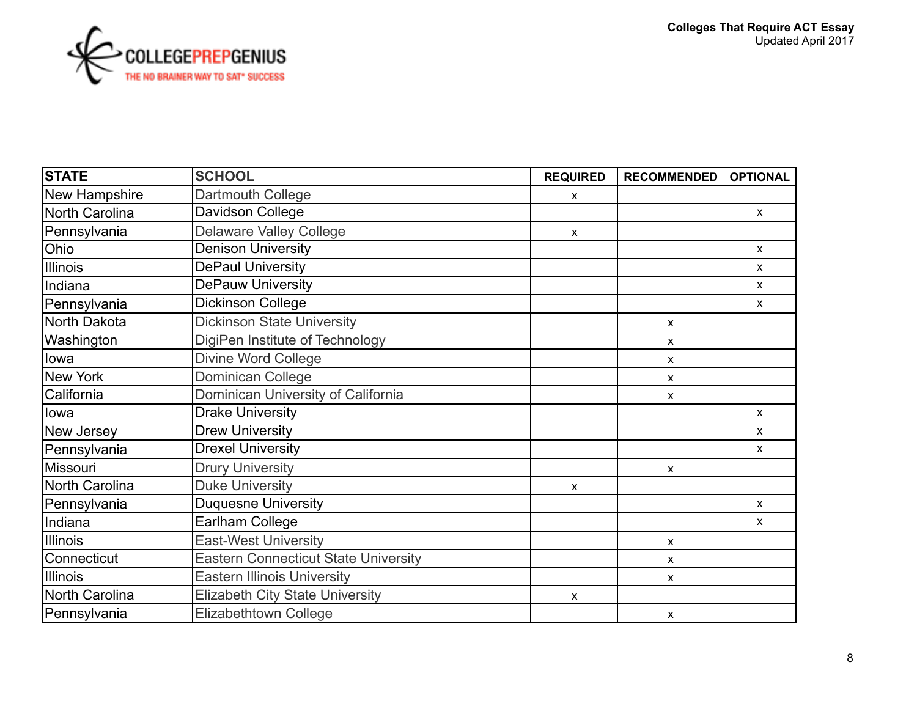| STATE | SCHOOL | REQUIRED | RECOMMENDED | OPTIONAL |
|---|---|---|---|---|
| New Hampshire | Dartmouth College | x | | |
| North Carolina | Davidson College | | | x |
| Pennsylvania | Delaware Valley College | x | | |
| Ohio | Denison University | | | x |
| Illinois | DePaul University | | | x |
| Indiana | DePauw University | | | x |
| Pennsylvania | Dickinson College | | | x |
| North Dakota | Dickinson State University | | x | |
| Washington | DigiPen Institute of Technology | | x | |
| Iowa | Divine Word College | | x | |
| New York | Dominican College | | x | |
| California | Dominican University of California | | x | |
| Iowa | Drake University | | | x |
| New Jersey | Drew University | | | x |
| Pennsylvania | Drexel University | | | x |
| Missouri | Drury University | | x | |
| North Carolina | Duke University | x | | |
| Pennsylvania | Duquesne University | | | x |
| Indiana | Earlham College | | | x |
| Illinois | East-West University | | x | |
| Connecticut | Eastern Connecticut State University | | x | |
| Illinois | Eastern Illinois University | | x | |
| North Carolina | Elizabeth City State University | x | | |
| Pennsylvania | Elizabethtown College | | x | |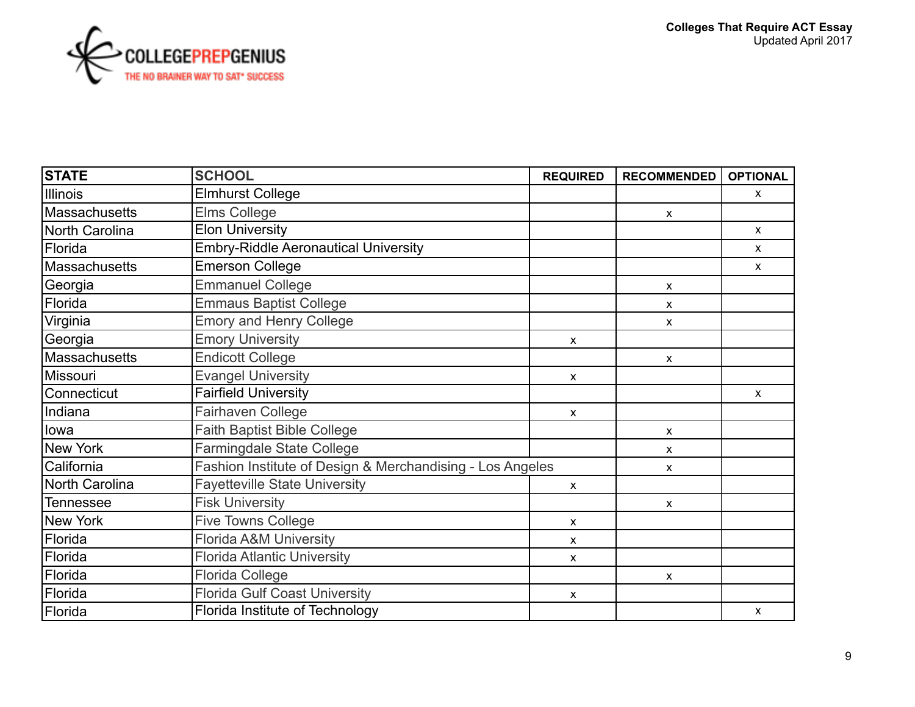| STATE | SCHOOL | REQUIRED | RECOMMENDED | OPTIONAL |
|---|---|---|---|---|
| Illinois | Elmhurst College | | | x |
| Massachusetts | Elms College | | x | |
| North Carolina | Elon University | | | x |
| Florida | Embry-Riddle Aeronautical University | | | x |
| Massachusetts | Emerson College | | | x |
| Georgia | Emmanuel College | | x | |
| Florida | Emmaus Baptist College | | x | |
| Virginia | Emory and Henry College | | x | |
| Georgia | Emory University | x | | |
| Massachusetts | Endicott College | | x | |
| Missouri | Evangel University | x | | |
| Connecticut | Fairfield University | | | x |
| Indiana | Fairhaven College | x | | |
| Iowa | Faith Baptist Bible College | | x | |
| New York | Farmingdale State College | | x | |
| California | Fashion Institute of Design & Merchandising - Los Angeles | | x | |
| North Carolina | Fayetteville State University | x | | |
| Tennessee | Fisk University | | x | |
| New York | Five Towns College | x | | |
| Florida | Florida A&M University | x | | |
| Florida | Florida Atlantic University | x | | |
| Florida | Florida College | | x | |
| Florida | Florida Gulf Coast University | x | | |
| Florida | Florida Institute of Technology | | | x |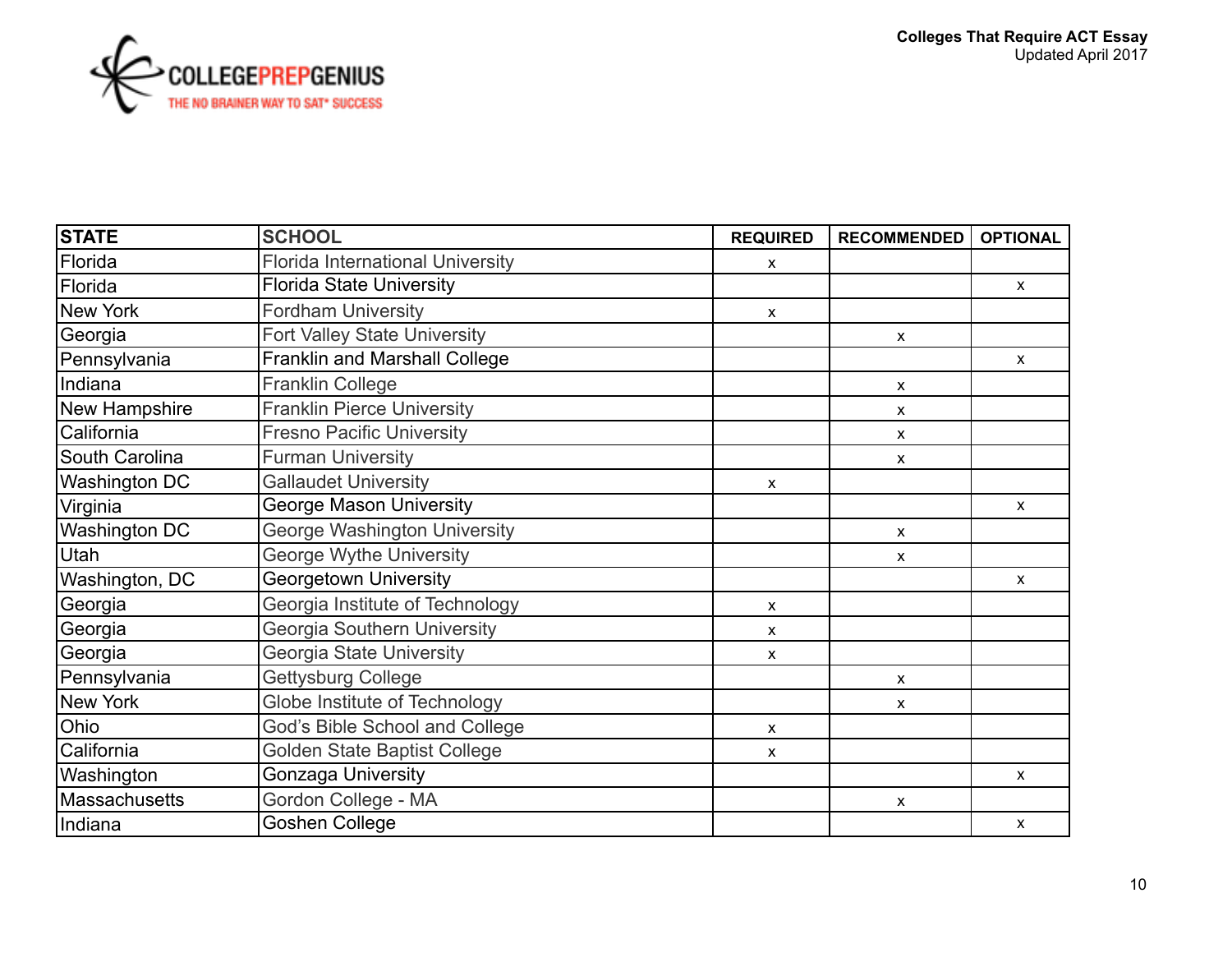| STATE | SCHOOL | REQUIRED | RECOMMENDED | OPTIONAL |
|---|---|---|---|---|
| Florida | Florida International University | x | | |
| Florida | Florida State University | | | x |
| New York | Fordham University | x | | |
| Georgia | Fort Valley State University | | x | |
| Pennsylvania | Franklin and Marshall College | | | x |
| Indiana | Franklin College | | x | |
| New Hampshire | Franklin Pierce University | | x | |
| California | Fresno Pacific University | | x | |
| South Carolina | Furman University | | x | |
| Washington DC | Gallaudet University | x | | |
| Virginia | George Mason University | | | x |
| Washington DC | George Washington University | | x | |
| Utah | George Wythe University | | x | |
| Washington, DC | Georgetown University | | | x |
| Georgia | Georgia Institute of Technology | x | | |
| Georgia | Georgia Southern University | x | | |
| Georgia | Georgia State University | x | | |
| Pennsylvania | Gettysburg College | | x | |
| New York | Globe Institute of Technology | | x | |
| Ohio | God's Bible School and College | x | | |
| California | Golden State Baptist College | x | | |
| Washington | Gonzaga University | | | x |
| Massachusetts | Gordon College - MA | | x | |
| Indiana | Goshen College | | | x |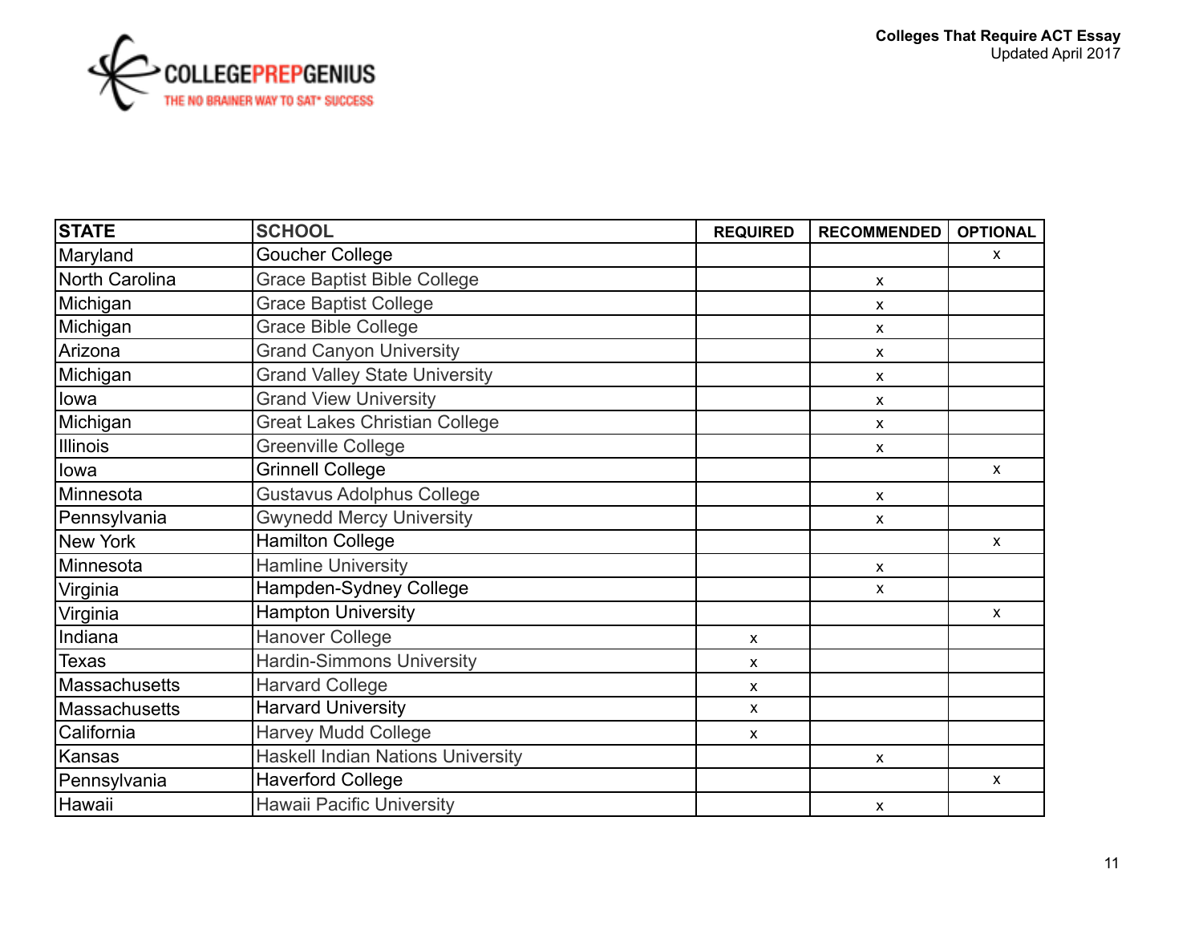| STATE | SCHOOL | REQUIRED | RECOMMENDED | OPTIONAL |
|---|---|---|---|---|
| Maryland | Goucher College | | | x |
| North Carolina | Grace Baptist Bible College | | x | |
| Michigan | Grace Baptist College | | x | |
| Michigan | Grace Bible College | | x | |
| Arizona | Grand Canyon University | | x | |
| Michigan | Grand Valley State University | | x | |
| Iowa | Grand View University | | x | |
| Michigan | Great Lakes Christian College | | x | |
| Illinois | Greenville College | | x | |
| Iowa | Grinnell College | | | x |
| Minnesota | Gustavus Adolphus College | | x | |
| Pennsylvania | Gwynedd Mercy University | | x | |
| New York | Hamilton College | | | x |
| Minnesota | Hamline University | | x | |
| Virginia | Hampden-Sydney College | | x | |
| Virginia | Hampton University | | | x |
| Indiana | Hanover College | x | | |
| Texas | Hardin-Simmons University | x | | |
| Massachusetts | Harvard College | x | | |
| Massachusetts | Harvard University | x | | |
| California | Harvey Mudd College | x | | |
| Kansas | Haskell Indian Nations University | | x | |
| Pennsylvania | Haverford College | | | x |
| Hawaii | Hawaii Pacific University | | x | |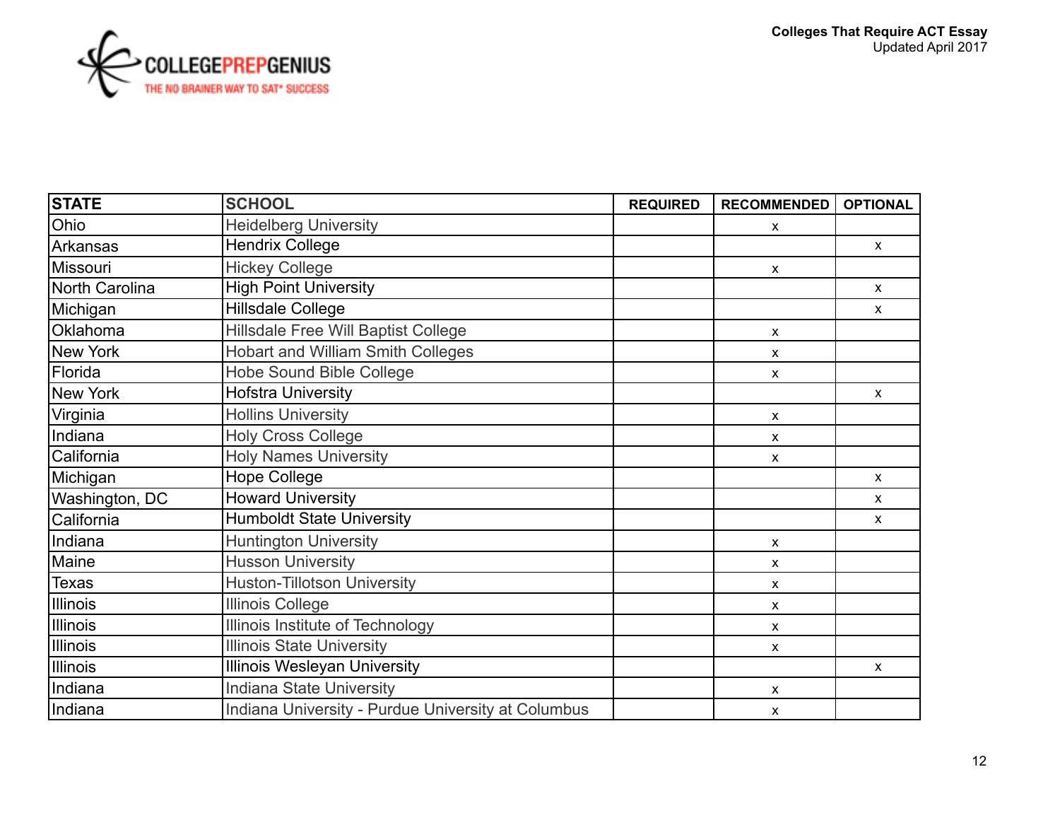| STATE | SCHOOL | REQUIRED | RECOMMENDED | OPTIONAL |
| --- | --- | --- | --- | --- |
| Ohio | Heidelberg University | | x | |
| Arkansas | Hendrix College | | | x |
| Missouri | Hickey College | | x | |
| North Carolina | High Point University | | | x |
| Michigan | Hillsdale College | | | x |
| Oklahoma | Hillsdale Free Will Baptist College | | x | |
| New York | Hobart and William Smith Colleges | | x | |
| Florida | Hobe Sound Bible College | | x | |
| New York | Hofstra University | | | x |
| Virginia | Hollins University | | x | |
| Indiana | Holy Cross College | | x | |
| California | Holy Names University | | x | |
| Michigan | Hope College | | | x |
| Washington, DC | Howard University | | | x |
| California | Humboldt State University | | | x |
| Indiana | Huntington University | | x | |
| Maine | Husson University | | x | |
| Texas | Huston-Tillotson University | | x | |
| Illinois | Illinois College | | x | |
| Illinois | Illinois Institute of Technology | | x | |
| Illinois | Illinois State University | | x | |
| Illinois | Illinois Wesleyan University | | | x |
| Indiana | Indiana State University | | x | |
| Indiana | Indiana University - Purdue University at Columbus | | x | |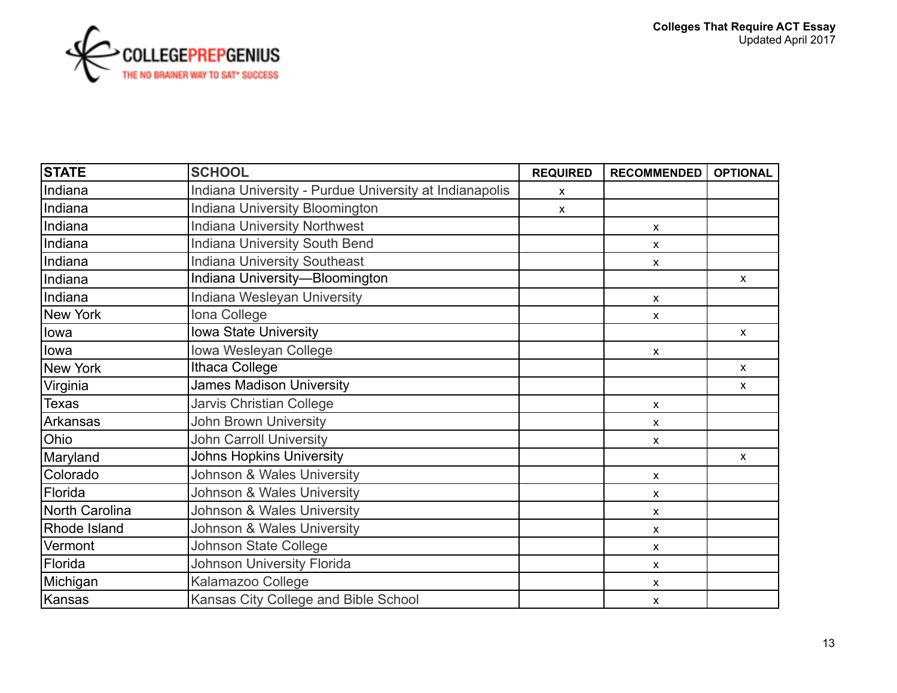| STATE | SCHOOL | REQUIRED | RECOMMENDED | OPTIONAL |
|---|---|---|---|---|
| Indiana | Indiana University - Purdue University at Indianapolis | x | | |
| Indiana | Indiana University Bloomington | x | | |
| Indiana | Indiana University Northwest | | x | |
| Indiana | Indiana University South Bend | | x | |
| Indiana | Indiana University Southeast | | x | |
| Indiana | Indiana University—Bloomington | | | x |
| Indiana | Indiana Wesleyan University | | x | |
| New York | Iona College | | x | |
| Iowa | Iowa State University | | | x |
| Iowa | Iowa Wesleyan College | | x | |
| New York | Ithaca College | | | x |
| Virginia | James Madison University | | | x |
| Texas | Jarvis Christian College | | x | |
| Arkansas | John Brown University | | x | |
| Ohio | John Carroll University | | x | |
| Maryland | Johns Hopkins University | | | x |
| Colorado | Johnson & Wales University | | x | |
| Florida | Johnson & Wales University | | x | |
| North Carolina | Johnson & Wales University | | x | |
| Rhode Island | Johnson & Wales University | | x | |
| Vermont | Johnson State College | | x | |
| Florida | Johnson University Florida | | x | |
| Michigan | Kalamazoo College | | x | |
| Kansas | Kansas City College and Bible School | | x | |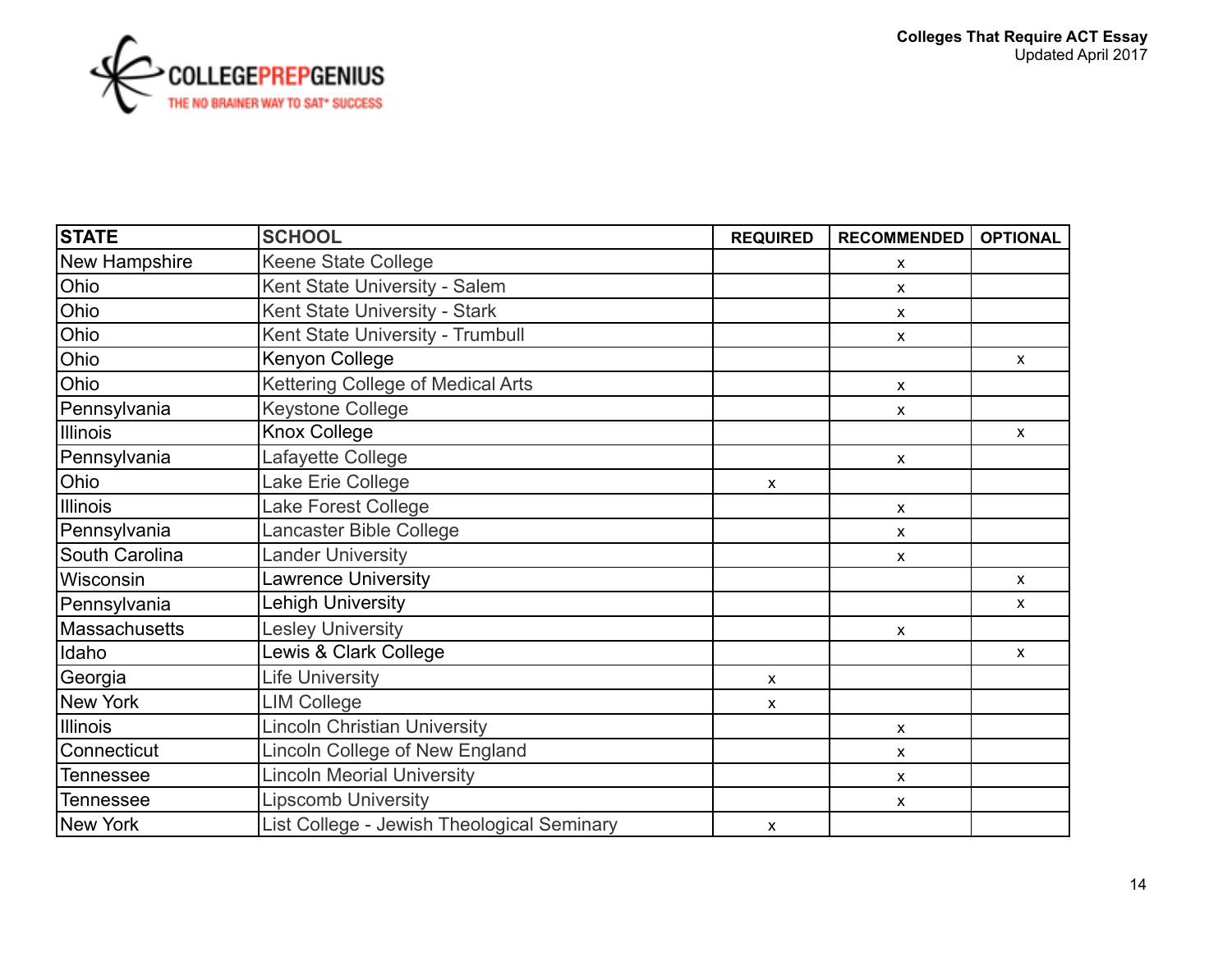**Colleges That Require ACT Essay**
Updated April 2017

| STATE | SCHOOL | REQUIRED | RECOMMENDED | OPTIONAL |
|---|---|---|---|---|
| New Hampshire | Keene State College | | x | |
| Ohio | Kent State University - Salem | | x | |
| Ohio | Kent State University - Stark | | x | |
| Ohio | Kent State University - Trumbull | | x | |
| Ohio | Kenyon College | | | x |
| Ohio | Kettering College of Medical Arts | | x | |
| Pennsylvania | Keystone College | | x | |
| Illinois | Knox College | | | x |
| Pennsylvania | Lafayette College | | x | |
| Ohio | Lake Erie College | x | | |
| Illinois | Lake Forest College | | x | |
| Pennsylvania | Lancaster Bible College | | x | |
| South Carolina | Lander University | | x | |
| Wisconsin | Lawrence University | | | x |
| Pennsylvania | Lehigh University | | | x |
| Massachusetts | Lesley University | | x | |
| Idaho | Lewis & Clark College | | | x |
| Georgia | Life University | x | | |
| New York | LIM College | x | | |
| Illinois | Lincoln Christian University | | x | |
| Connecticut | Lincoln College of New England | | x | |
| Tennessee | Lincoln Meorial University | | x | |
| Tennessee | Lipscomb University | | x | |
| New York | List College - Jewish Theological Seminary | x | | |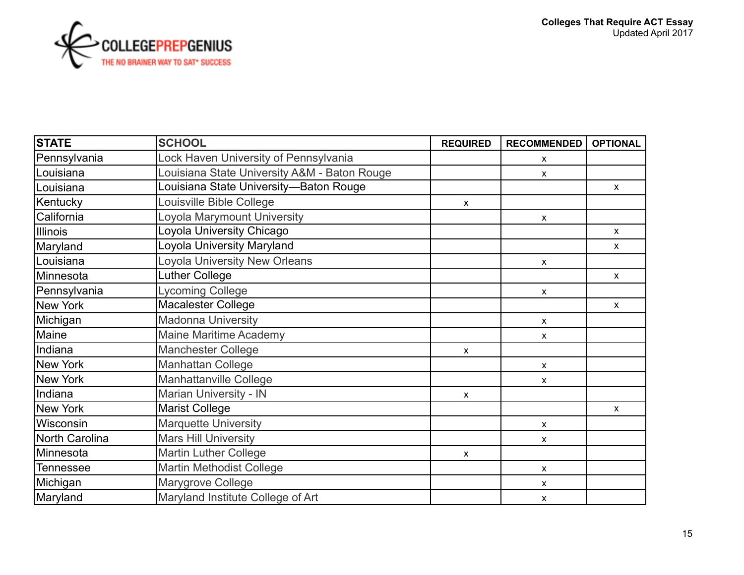| STATE | SCHOOL | REQUIRED | RECOMMENDED | OPTIONAL |
|---|---|---|---|---|
| Pennsylvania | Lock Haven University of Pennsylvania | | x | |
| Louisiana | Louisiana State University A&M - Baton Rouge | | x | |
| Louisiana | Louisiana State University—Baton Rouge | | | x |
| Kentucky | Louisville Bible College | x | | |
| California | Loyola Marymount University | | x | |
| Illinois | Loyola University Chicago | | | x |
| Maryland | Loyola University Maryland | | | x |
| Louisiana | Loyola University New Orleans | | x | |
| Minnesota | Luther College | | | x |
| Pennsylvania | Lycoming College | | x | |
| New York | Macalester College | | | x |
| Michigan | Madonna University | | x | |
| Maine | Maine Maritime Academy | | x | |
| Indiana | Manchester College | x | | |
| New York | Manhattan College | | x | |
| New York | Manhattanville College | | x | |
| Indiana | Marian University - IN | x | | |
| New York | Marist College | | | x |
| Wisconsin | Marquette University | | x | |
| North Carolina | Mars Hill University | | x | |
| Minnesota | Martin Luther College | x | | |
| Tennessee | Martin Methodist College | | x | |
| Michigan | Marygrove College | | x | |
| Maryland | Maryland Institute College of Art | | x | |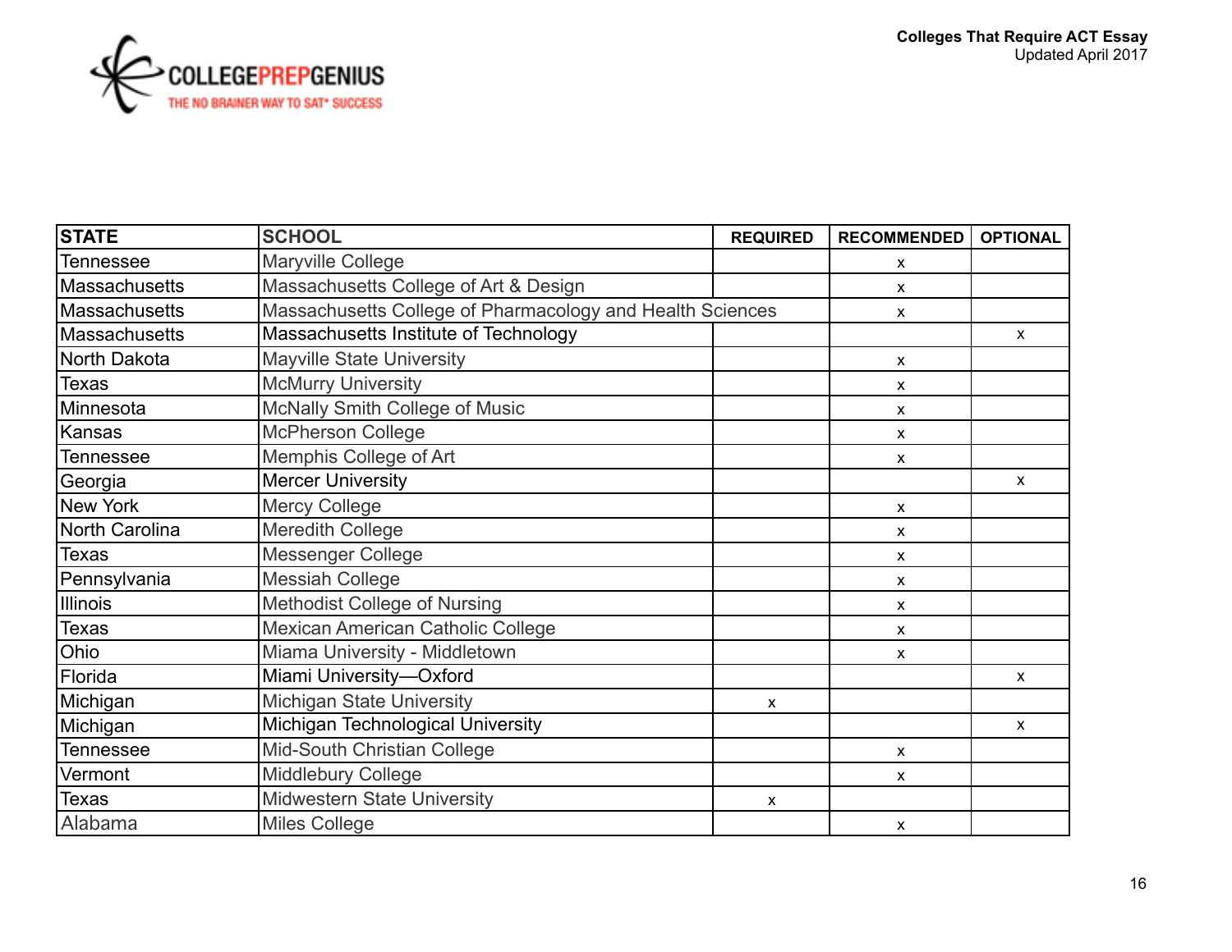| STATE | SCHOOL | REQUIRED | RECOMMENDED | OPTIONAL |
|---|---|---|---|---|
| Tennessee | Maryville College | | x | |
| Massachusetts | Massachusetts College of Art & Design | | x | |
| Massachusetts | Massachusetts College of Pharmacology and Health Sciences | | x | |
| Massachusetts | Massachusetts Institute of Technology | | | x |
| North Dakota | Mayville State University | | x | |
| Texas | McMurry University | | x | |
| Minnesota | McNally Smith College of Music | | x | |
| Kansas | McPherson College | | x | |
| Tennessee | Memphis College of Art | | x | |
| Georgia | Mercer University | | | x |
| New York | Mercy College | | x | |
| North Carolina | Meredith College | | x | |
| Texas | Messenger College | | x | |
| Pennsylvania | Messiah College | | x | |
| Illinois | Methodist College of Nursing | | x | |
| Texas | Mexican American Catholic College | | x | |
| Ohio | Miama University - Middletown | | x | |
| Florida | Miami University—Oxford | | | x |
| Michigan | Michigan State University | x | | |
| Michigan | Michigan Technological University | | | x |
| Tennessee | Mid-South Christian College | | x | |
| Vermont | Middlebury College | | x | |
| Texas | Midwestern State University | x | | |
| Alabama | Miles College | | x | |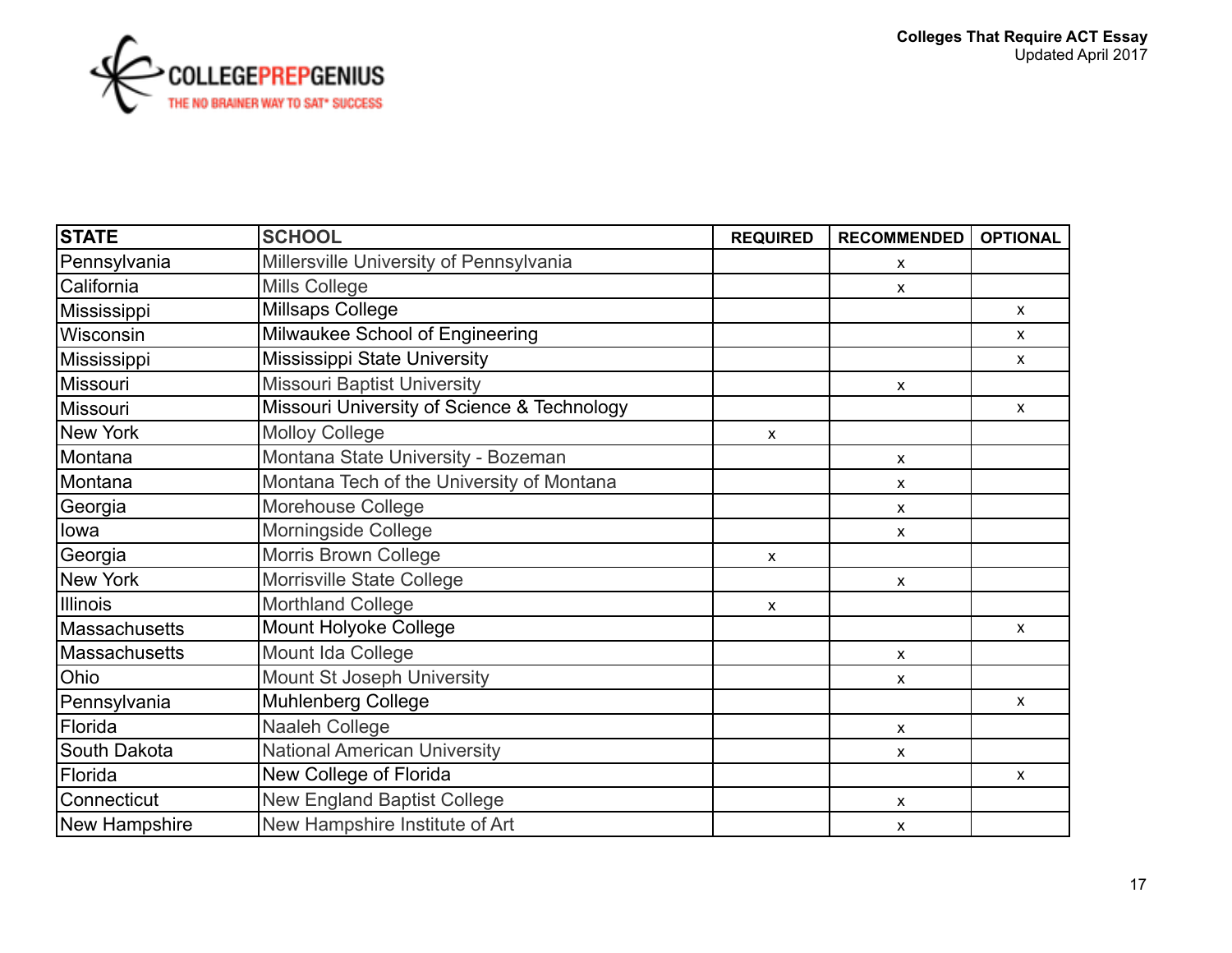**Colleges That Require ACT Essay**
Updated April 2017

| STATE | SCHOOL | REQUIRED | RECOMMENDED | OPTIONAL |
|---|---|---|---|---|
| Pennsylvania | Millersville University of Pennsylvania | | x | |
| California | Mills College | | x | |
| Mississippi | Millsaps College | | | x |
| Wisconsin | Milwaukee School of Engineering | | | x |
| Mississippi | Mississippi State University | | | x |
| Missouri | Missouri Baptist University | | x | |
| Missouri | Missouri University of Science & Technology | | | x |
| New York | Molloy College | x | | |
| Montana | Montana State University - Bozeman | | x | |
| Montana | Montana Tech of the University of Montana | | x | |
| Georgia | Morehouse College | | x | |
| Iowa | Morningside College | | x | |
| Georgia | Morris Brown College | x | | |
| New York | Morrisville State College | | x | |
| Illinois | Morthland College | x | | |
| Massachusetts | Mount Holyoke College | | | x |
| Massachusetts | Mount Ida College | | x | |
| Ohio | Mount St Joseph University | | x | |
| Pennsylvania | Muhlenberg College | | | x |
| Florida | Naaleh College | | x | |
| South Dakota | National American University | | x | |
| Florida | New College of Florida | | | x |
| Connecticut | New England Baptist College | | x | |
| New Hampshire | New Hampshire Institute of Art | | x | |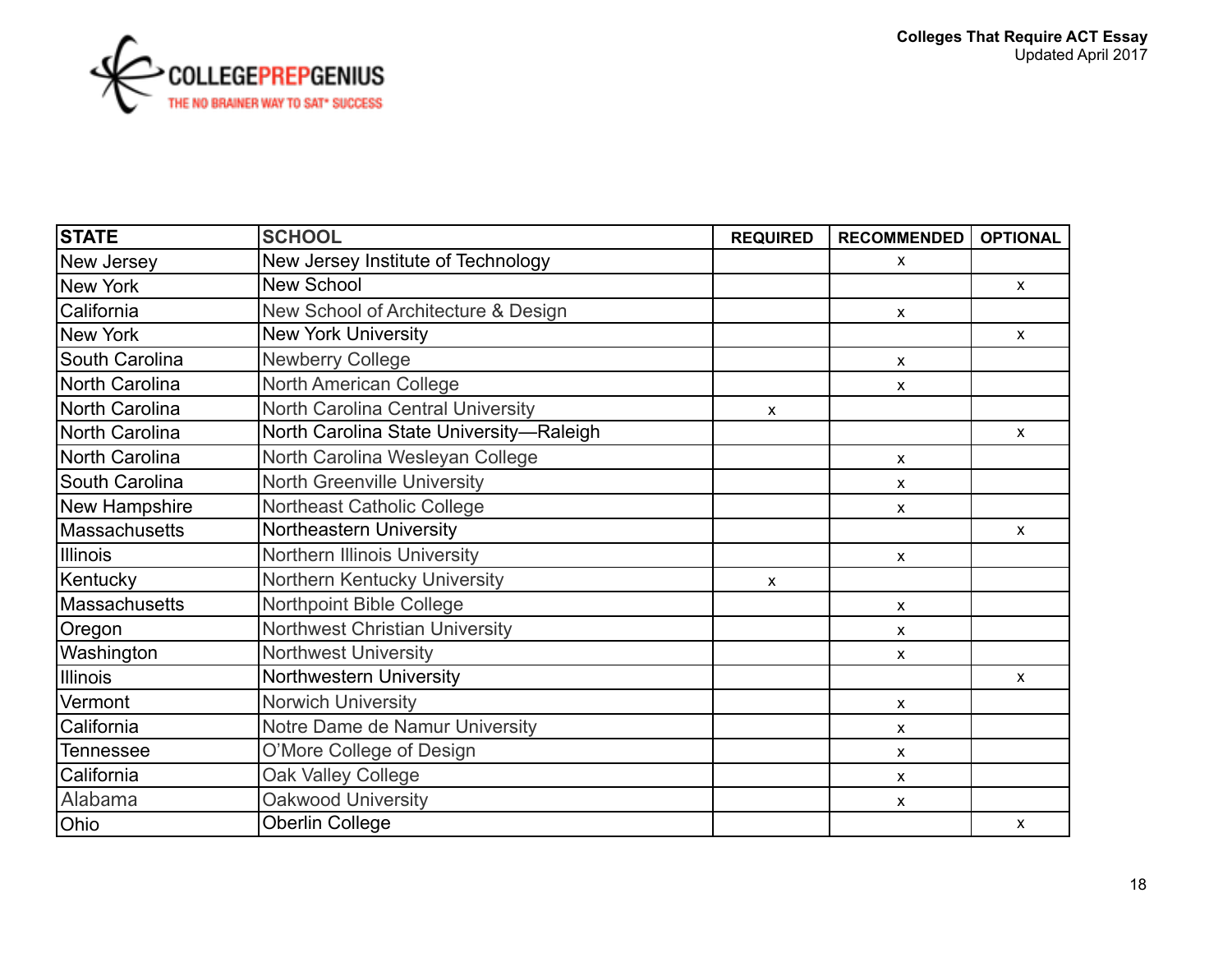| STATE | SCHOOL | REQUIRED | RECOMMENDED | OPTIONAL |
|---|---|---|---|---|
| New Jersey | New Jersey Institute of Technology | | x | |
| New York | New School | | | x |
| California | New School of Architecture & Design | | x | |
| New York | New York University | | | x |
| South Carolina | Newberry College | | x | |
| North Carolina | North American College | | x | |
| North Carolina | North Carolina Central University | x | | |
| North Carolina | North Carolina State University—Raleigh | | | x |
| North Carolina | North Carolina Wesleyan College | | x | |
| South Carolina | North Greenville University | | x | |
| New Hampshire | Northeast Catholic College | | x | |
| Massachusetts | Northeastern University | | | x |
| Illinois | Northern Illinois University | | x | |
| Kentucky | Northern Kentucky University | x | | |
| Massachusetts | Northpoint Bible College | | x | |
| Oregon | Northwest Christian University | | x | |
| Washington | Northwest University | | x | |
| Illinois | Northwestern University | | | x |
| Vermont | Norwich University | | x | |
| California | Notre Dame de Namur University | | x | |
| Tennessee | O'More College of Design | | x | |
| California | Oak Valley College | | x | |
| Alabama | Oakwood University | | x | |
| Ohio | Oberlin College | | | x |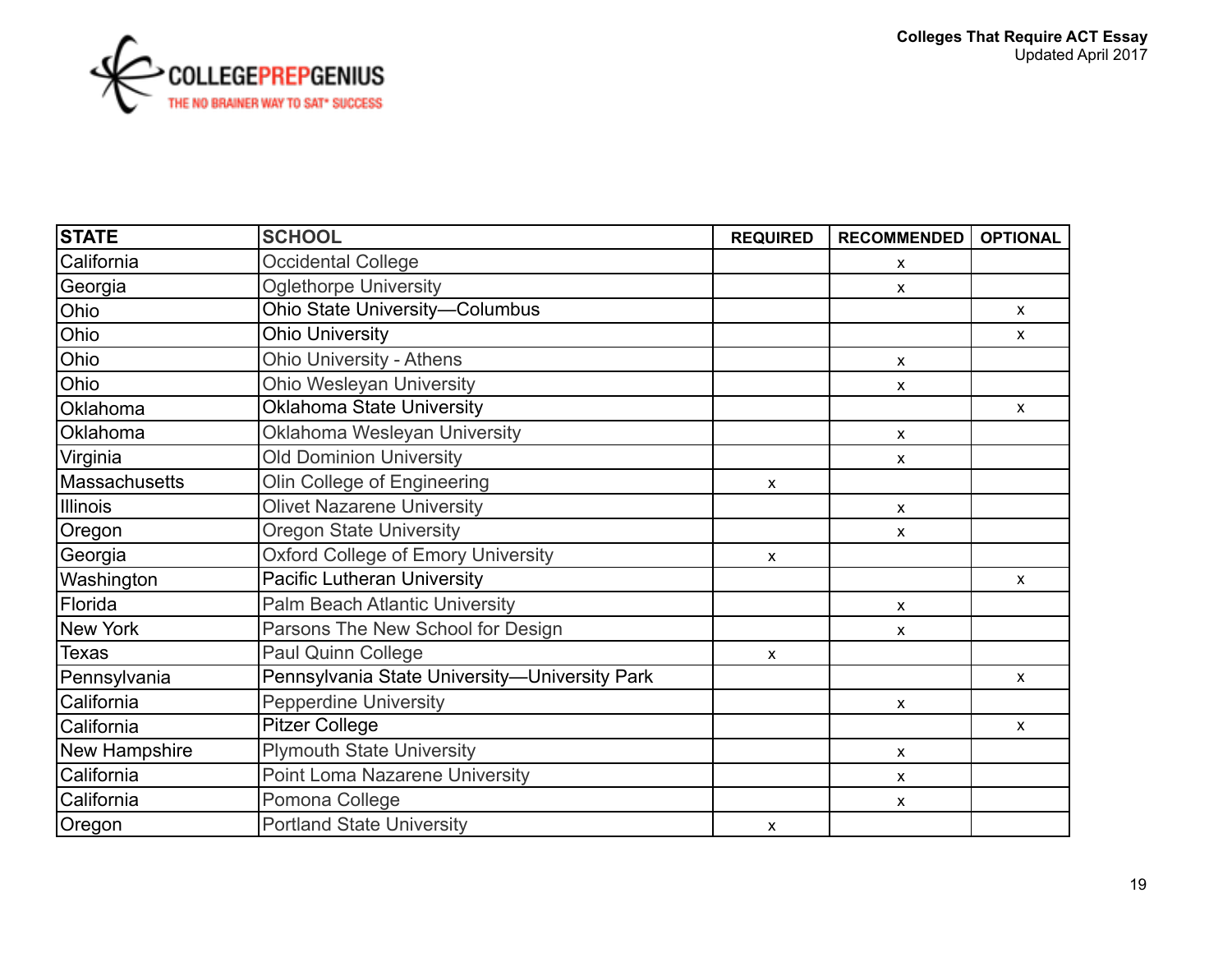**Colleges That Require ACT Essay**
Updated April 2017

| STATE | SCHOOL | REQUIRED | RECOMMENDED | OPTIONAL |
|---|---|---|---|---|
| California | Occidental College | | x | |
| Georgia | Oglethorpe University | | x | |
| Ohio | Ohio State University—Columbus | | | x |
| Ohio | Ohio University | | | x |
| Ohio | Ohio University - Athens | | x | |
| Ohio | Ohio Wesleyan University | | x | |
| Oklahoma | Oklahoma State University | | | x |
| Oklahoma | Oklahoma Wesleyan University | | x | |
| Virginia | Old Dominion University | | x | |
| Massachusetts | Olin College of Engineering | x | | |
| Illinois | Olivet Nazarene University | | x | |
| Oregon | Oregon State University | | x | |
| Georgia | Oxford College of Emory University | x | | |
| Washington | Pacific Lutheran University | | | x |
| Florida | Palm Beach Atlantic University | | x | |
| New York | Parsons The New School for Design | | x | |
| Texas | Paul Quinn College | x | | |
| Pennsylvania | Pennsylvania State University—University Park | | | x |
| California | Pepperdine University | | x | |
| California | Pitzer College | | | x |
| New Hampshire | Plymouth State University | | x | |
| California | Point Loma Nazarene University | | x | |
| California | Pomona College | | x | |
| Oregon | Portland State University | x | | |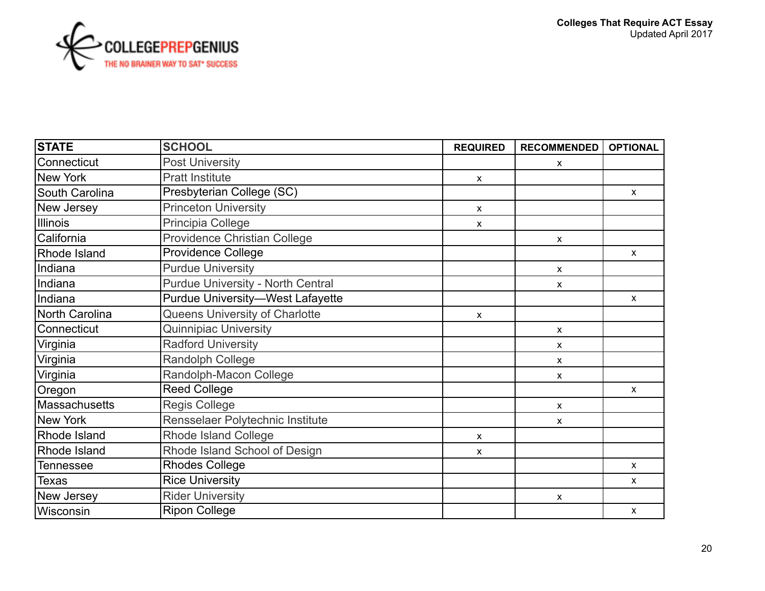| STATE | SCHOOL | REQUIRED | RECOMMENDED | OPTIONAL |
|---|---|---|---|---|
| Connecticut | Post University | | x | |
| New York | Pratt Institute | x | | |
| South Carolina | Presbyterian College (SC) | | | x |
| New Jersey | Princeton University | x | | |
| Illinois | Principia College | x | | |
| California | Providence Christian College | | x | |
| Rhode Island | Providence College | | | x |
| Indiana | Purdue University | | x | |
| Indiana | Purdue University - North Central | | x | |
| Indiana | Purdue University—West Lafayette | | | x |
| North Carolina | Queens University of Charlotte | x | | |
| Connecticut | Quinnipiac University | | x | |
| Virginia | Radford University | | x | |
| Virginia | Randolph College | | x | |
| Virginia | Randolph-Macon College | | x | |
| Oregon | Reed College | | | x |
| Massachusetts | Regis College | | x | |
| New York | Rensselaer Polytechnic Institute | | x | |
| Rhode Island | Rhode Island College | x | | |
| Rhode Island | Rhode Island School of Design | x | | |
| Tennessee | Rhodes College | | | x |
| Texas | Rice University | | | x |
| New Jersey | Rider University | | x | |
| Wisconsin | Ripon College | | | x |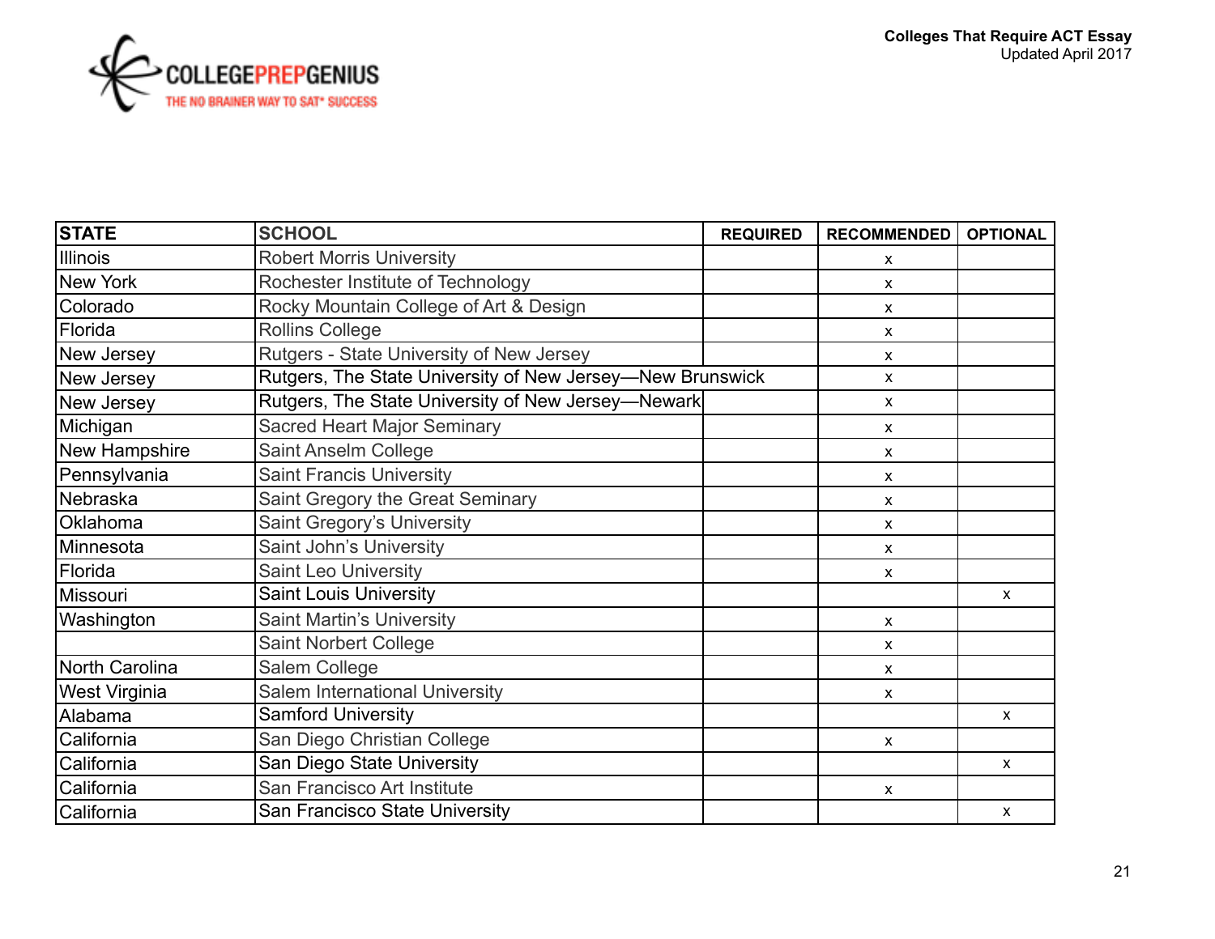**Colleges That Require ACT Essay**
Updated April 2017

| STATE | SCHOOL | REQUIRED | RECOMMENDED | OPTIONAL |
|---|---|---|---|---|
| Illinois | Robert Morris University | | x | |
| New York | Rochester Institute of Technology | | x | |
| Colorado | Rocky Mountain College of Art & Design | | x | |
| Florida | Rollins College | | x | |
| New Jersey | Rutgers - State University of New Jersey | | x | |
| New Jersey | Rutgers, The State University of New Jersey—New Brunswick | | x | |
| New Jersey | Rutgers, The State University of New Jersey—Newark | | x | |
| Michigan | Sacred Heart Major Seminary | | x | |
| New Hampshire | Saint Anselm College | | x | |
| Pennsylvania | Saint Francis University | | x | |
| Nebraska | Saint Gregory the Great Seminary | | x | |
| Oklahoma | Saint Gregory's University | | x | |
| Minnesota | Saint John's University | | x | |
| Florida | Saint Leo University | | x | |
| Missouri | Saint Louis University | | | x |
| Washington | Saint Martin's University | | x | |
| | Saint Norbert College | | x | |
| North Carolina | Salem College | | x | |
| West Virginia | Salem International University | | x | |
| Alabama | Samford University | | | x |
| California | San Diego Christian College | | x | |
| California | San Diego State University | | | x |
| California | San Francisco Art Institute | | x | |
| California | San Francisco State University | | | x |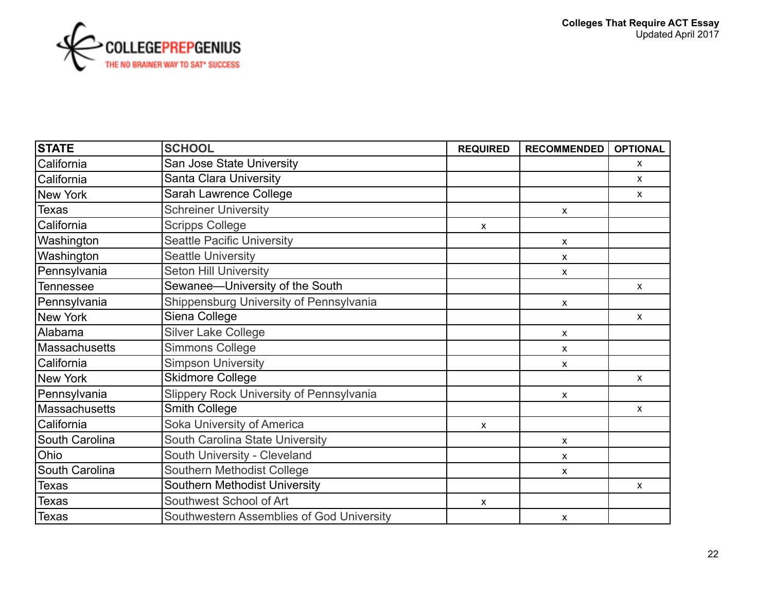| STATE | SCHOOL | REQUIRED | RECOMMENDED | OPTIONAL |
|---|---|---|---|---|
| California | San Jose State University | | | x |
| California | Santa Clara University | | | x |
| New York | Sarah Lawrence College | | | x |
| Texas | Schreiner University | | x | |
| California | Scripps College | x | | |
| Washington | Seattle Pacific University | | x | |
| Washington | Seattle University | | x | |
| Pennsylvania | Seton Hill University | | x | |
| Tennessee | Sewanee—University of the South | | | x |
| Pennsylvania | Shippensburg University of Pennsylvania | | x | |
| New York | Siena College | | | x |
| Alabama | Silver Lake College | | x | |
| Massachusetts | Simmons College | | x | |
| California | Simpson University | | x | |
| New York | Skidmore College | | | x |
| Pennsylvania | Slippery Rock University of Pennsylvania | | x | |
| Massachusetts | Smith College | | | x |
| California | Soka University of America | x | | |
| South Carolina | South Carolina State University | | x | |
| Ohio | South University - Cleveland | | x | |
| South Carolina | Southern Methodist College | | x | |
| Texas | Southern Methodist University | | | x |
| Texas | Southwest School of Art | x | | |
| Texas | Southwestern Assemblies of God University | | x | |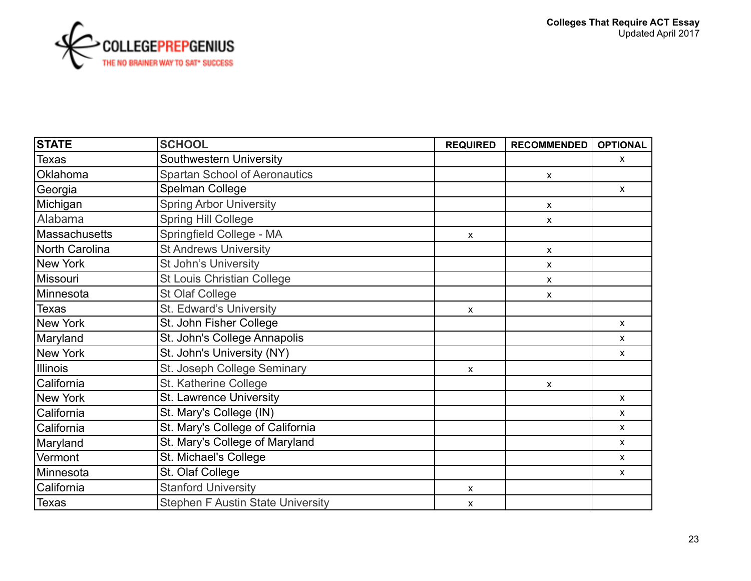| STATE | SCHOOL | REQUIRED | RECOMMENDED | OPTIONAL |
|---|---|---|---|---|
| Texas | Southwestern University | | | x |
| Oklahoma | Spartan School of Aeronautics | | x | |
| Georgia | Spelman College | | | x |
| Michigan | Spring Arbor University | | x | |
| Alabama | Spring Hill College | | x | |
| Massachusetts | Springfield College - MA | x | | |
| North Carolina | St Andrews University | | x | |
| New York | St John’s University | | x | |
| Missouri | St Louis Christian College | | x | |
| Minnesota | St Olaf College | | x | |
| Texas | St. Edward’s University | x | | |
| New York | St. John Fisher College | | | x |
| Maryland | St. John's College Annapolis | | | x |
| New York | St. John's University (NY) | | | x |
| Illinois | St. Joseph College Seminary | x | | |
| California | St. Katherine College | | x | |
| New York | St. Lawrence University | | | x |
| California | St. Mary's College (IN) | | | x |
| California | St. Mary's College of California | | | x |
| Maryland | St. Mary's College of Maryland | | | x |
| Vermont | St. Michael's College | | | x |
| Minnesota | St. Olaf College | | | x |
| California | Stanford University | x | | |
| Texas | Stephen F Austin State University | x | | |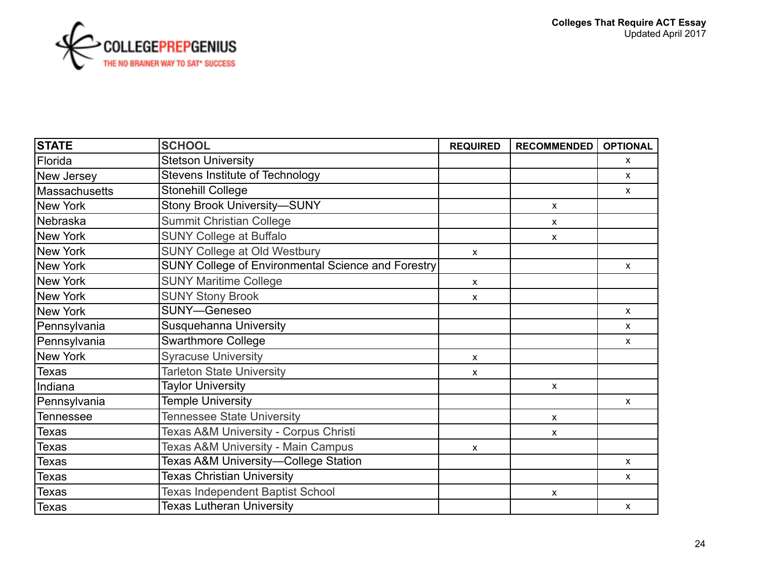**Colleges That Require ACT Essay**
Updated April 2017

| STATE | SCHOOL | REQUIRED | RECOMMENDED | OPTIONAL |
|---|---|---|---|---|
| Florida | Stetson University | | | x |
| New Jersey | Stevens Institute of Technology | | | x |
| Massachusetts | Stonehill College | | | x |
| New York | Stony Brook University—SUNY | | x | |
| Nebraska | Summit Christian College | | x | |
| New York | SUNY College at Buffalo | | x | |
| New York | SUNY College at Old Westbury | x | | |
| New York | SUNY College of Environmental Science and Forestry | | | x |
| New York | SUNY Maritime College | x | | |
| New York | SUNY Stony Brook | x | | |
| New York | SUNY—Geneseo | | | x |
| Pennsylvania | Susquehanna University | | | x |
| Pennsylvania | Swarthmore College | | | x |
| New York | Syracuse University | x | | |
| Texas | Tarleton State University | x | | |
| Indiana | Taylor University | | x | |
| Pennsylvania | Temple University | | | x |
| Tennessee | Tennessee State University | | x | |
| Texas | Texas A&M University - Corpus Christi | | x | |
| Texas | Texas A&M University - Main Campus | x | | |
| Texas | Texas A&M University—College Station | | | x |
| Texas | Texas Christian University | | | x |
| Texas | Texas Independent Baptist School | | x | |
| Texas | Texas Lutheran University | | | x |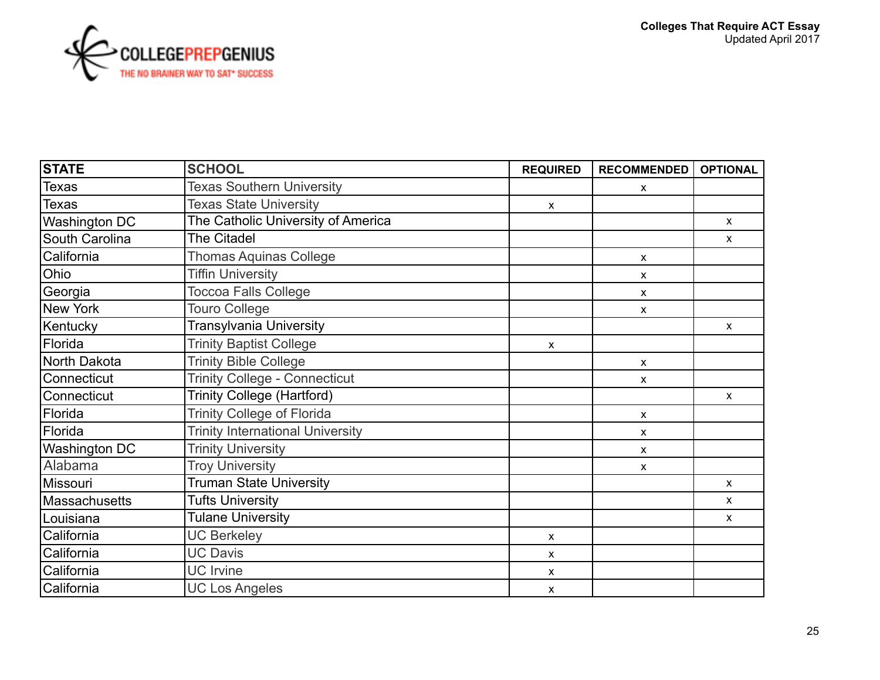| STATE | SCHOOL | REQUIRED | RECOMMENDED | OPTIONAL |
|---|---|---|---|---|
| Texas | Texas Southern University | | x | |
| Texas | Texas State University | x | | |
| Washington DC | The Catholic University of America | | | x |
| South Carolina | The Citadel | | | x |
| California | Thomas Aquinas College | | x | |
| Ohio | Tiffin University | | x | |
| Georgia | Toccoa Falls College | | x | |
| New York | Touro College | | x | |
| Kentucky | Transylvania University | | | x |
| Florida | Trinity Baptist College | x | | |
| North Dakota | Trinity Bible College | | x | |
| Connecticut | Trinity College - Connecticut | | x | |
| Connecticut | Trinity College (Hartford) | | | x |
| Florida | Trinity College of Florida | | x | |
| Florida | Trinity International University | | x | |
| Washington DC | Trinity University | | x | |
| Alabama | Troy University | | x | |
| Missouri | Truman State University | | | x |
| Massachusetts | Tufts University | | | x |
| Louisiana | Tulane University | | | x |
| California | UC Berkeley | x | | |
| California | UC Davis | x | | |
| California | UC Irvine | x | | |
| California | UC Los Angeles | x | | |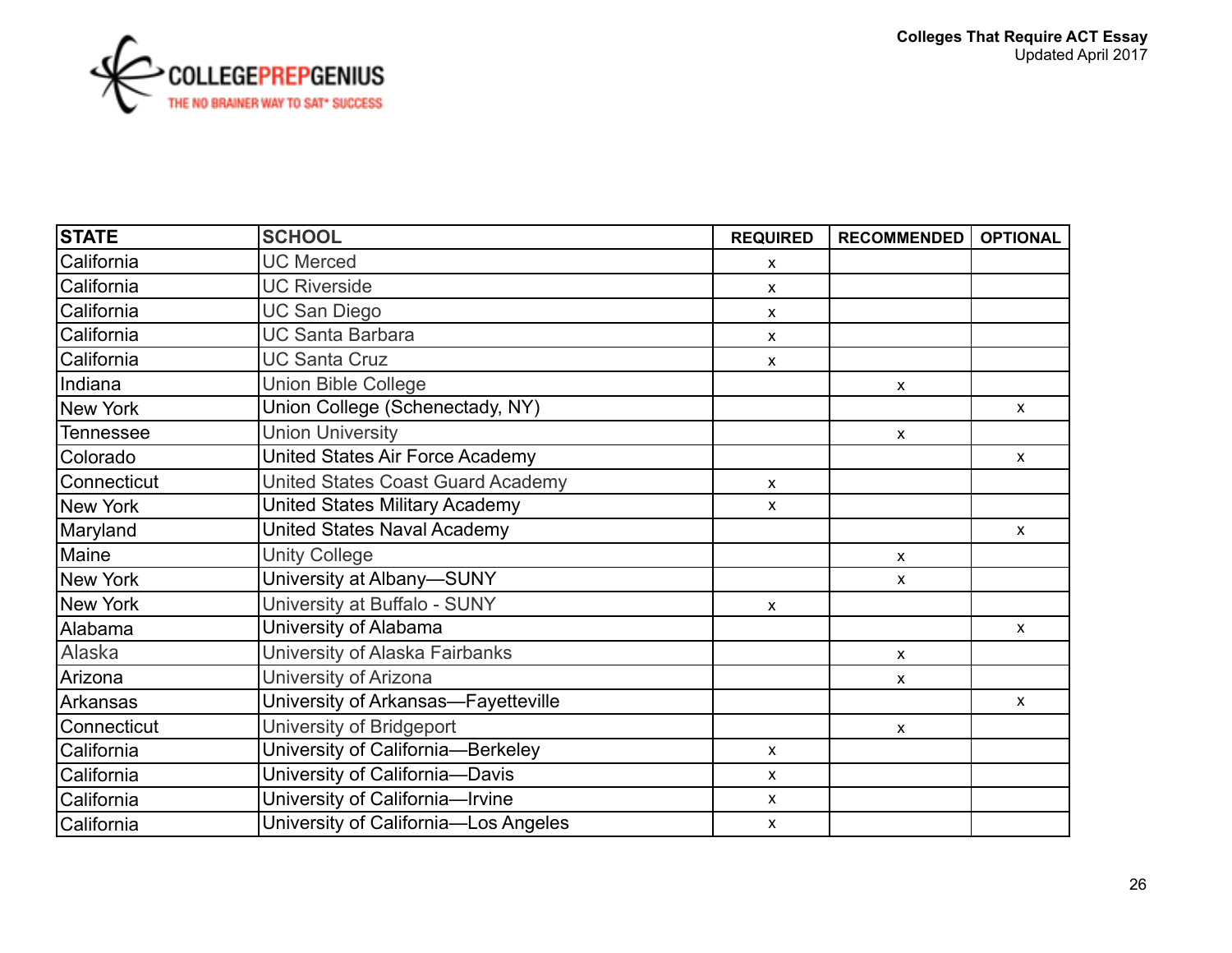| STATE | SCHOOL | REQUIRED | RECOMMENDED | OPTIONAL |
|---|---|---|---|---|
| California | UC Merced | x | | |
| California | UC Riverside | x | | |
| California | UC San Diego | x | | |
| California | UC Santa Barbara | x | | |
| California | UC Santa Cruz | x | | |
| Indiana | Union Bible College | | x | |
| New York | Union College (Schenectady, NY) | | | x |
| Tennessee | Union University | | x | |
| Colorado | United States Air Force Academy | | | x |
| Connecticut | United States Coast Guard Academy | x | | |
| New York | United States Military Academy | x | | |
| Maryland | United States Naval Academy | | | x |
| Maine | Unity College | | x | |
| New York | University at Albany—SUNY | | x | |
| New York | University at Buffalo - SUNY | x | | |
| Alabama | University of Alabama | | | x |
| Alaska | University of Alaska Fairbanks | | x | |
| Arizona | University of Arizona | | x | |
| Arkansas | University of Arkansas—Fayetteville | | | x |
| Connecticut | University of Bridgeport | | x | |
| California | University of California—Berkeley | x | | |
| California | University of California—Davis | x | | |
| California | University of California—Irvine | x | | |
| California | University of California—Los Angeles | x | | |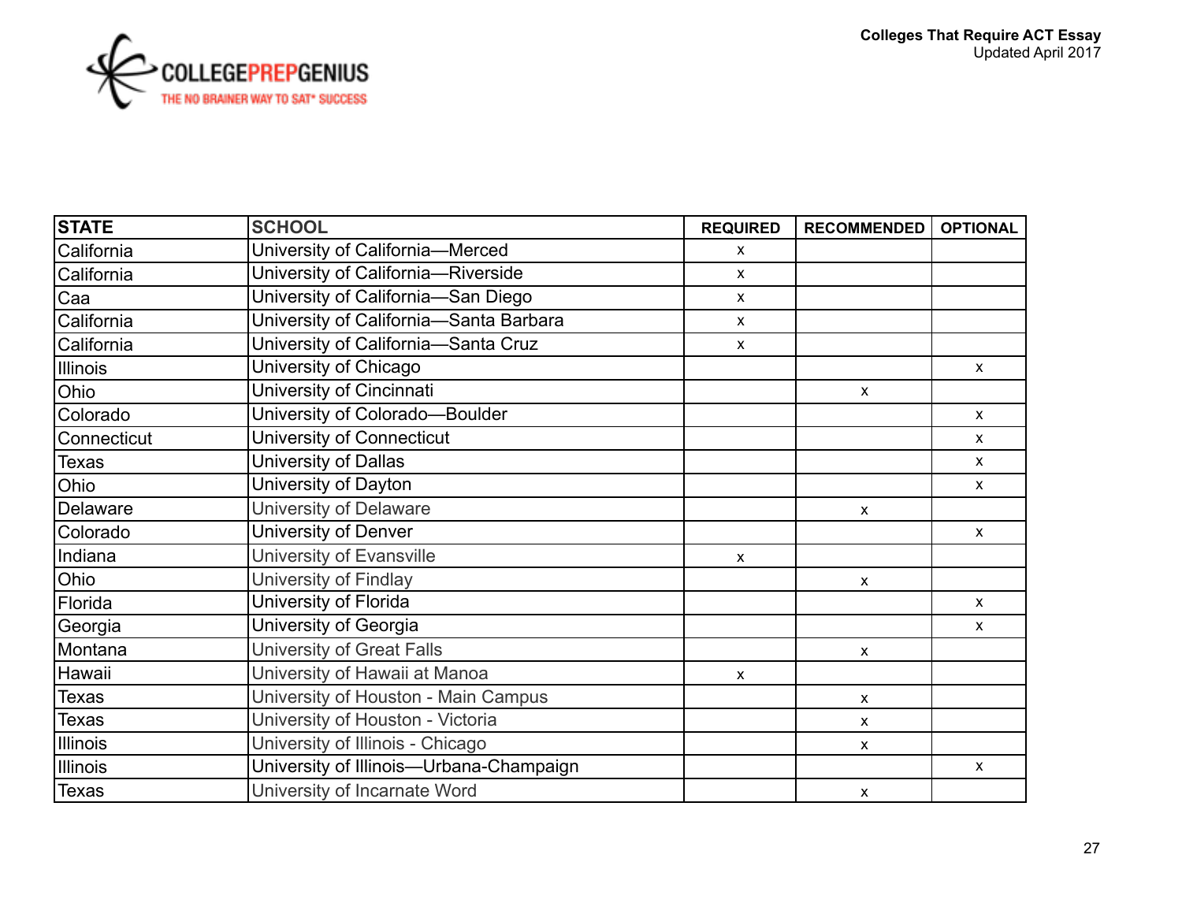| STATE | SCHOOL | REQUIRED | RECOMMENDED | OPTIONAL |
|---|---|---|---|---|
| California | University of California—Merced | x | | |
| California | University of California—Riverside | x | | |
| Caa | University of California—San Diego | x | | |
| California | University of California—Santa Barbara | x | | |
| California | University of California—Santa Cruz | x | | |
| Illinois | University of Chicago | | | x |
| Ohio | University of Cincinnati | | x | |
| Colorado | University of Colorado—Boulder | | | x |
| Connecticut | University of Connecticut | | | x |
| Texas | University of Dallas | | | x |
| Ohio | University of Dayton | | | x |
| Delaware | University of Delaware | | x | |
| Colorado | University of Denver | | | x |
| Indiana | University of Evansville | x | | |
| Ohio | University of Findlay | | x | |
| Florida | University of Florida | | | x |
| Georgia | University of Georgia | | | x |
| Montana | University of Great Falls | | x | |
| Hawaii | University of Hawaii at Manoa | x | | |
| Texas | University of Houston - Main Campus | | x | |
| Texas | University of Houston - Victoria | | x | |
| Illinois | University of Illinois - Chicago | | x | |
| Illinois | University of Illinois—Urbana-Champaign | | | x |
| Texas | University of Incarnate Word | | x | |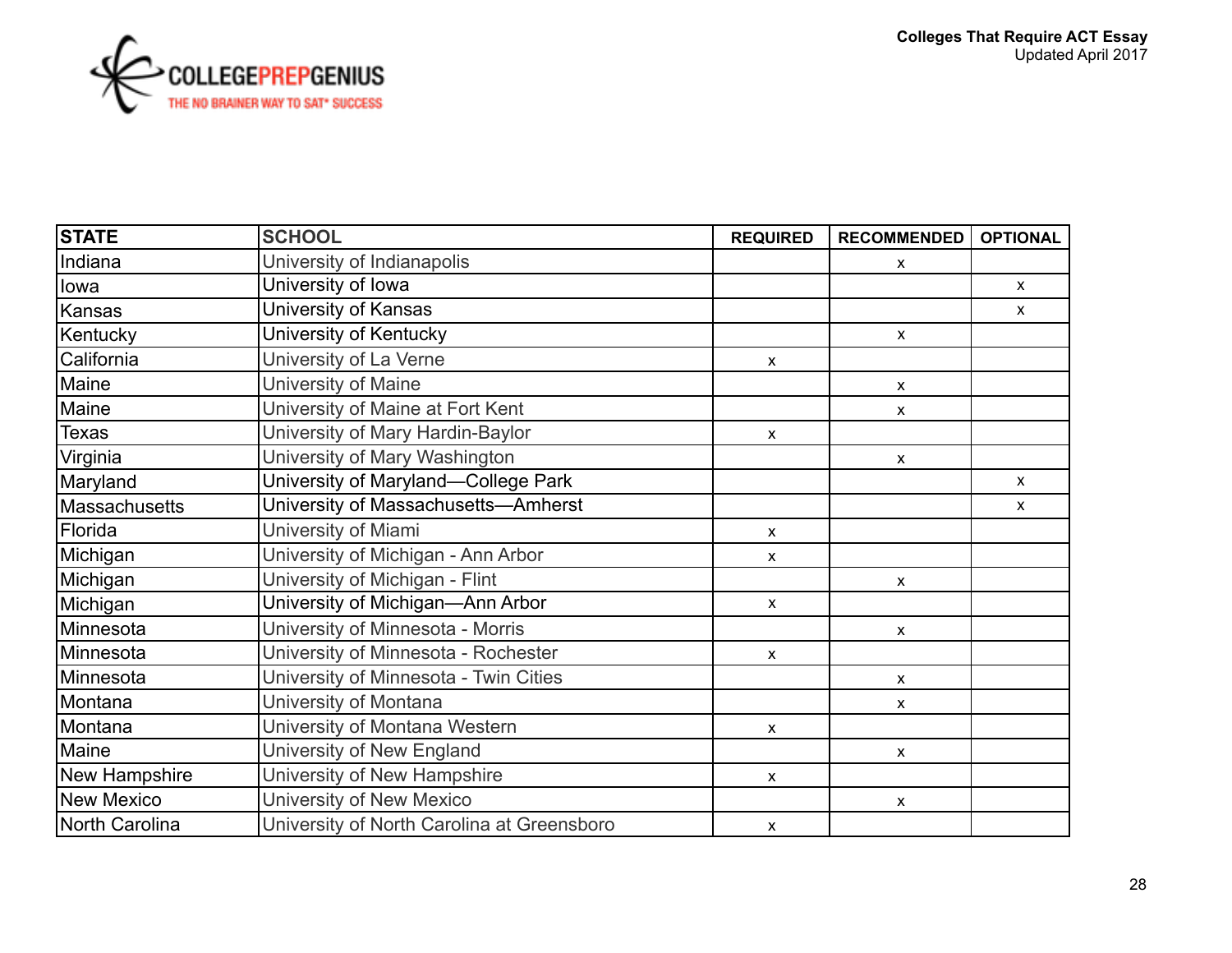| STATE | SCHOOL | REQUIRED | RECOMMENDED | OPTIONAL |
|---|---|---|---|---|
| Indiana | University of Indianapolis | | x | |
| Iowa | University of Iowa | | | x |
| Kansas | University of Kansas | | | x |
| Kentucky | University of Kentucky | | x | |
| California | University of La Verne | x | | |
| Maine | University of Maine | | x | |
| Maine | University of Maine at Fort Kent | | x | |
| Texas | University of Mary Hardin-Baylor | x | | |
| Virginia | University of Mary Washington | | x | |
| Maryland | University of Maryland—College Park | | | x |
| Massachusetts | University of Massachusetts—Amherst | | | x |
| Florida | University of Miami | x | | |
| Michigan | University of Michigan - Ann Arbor | x | | |
| Michigan | University of Michigan - Flint | | x | |
| Michigan | University of Michigan—Ann Arbor | x | | |
| Minnesota | University of Minnesota - Morris | | x | |
| Minnesota | University of Minnesota - Rochester | x | | |
| Minnesota | University of Minnesota - Twin Cities | | x | |
| Montana | University of Montana | | x | |
| Montana | University of Montana Western | x | | |
| Maine | University of New England | | x | |
| New Hampshire | University of New Hampshire | x | | |
| New Mexico | University of New Mexico | | x | |
| North Carolina | University of North Carolina at Greensboro | x | | |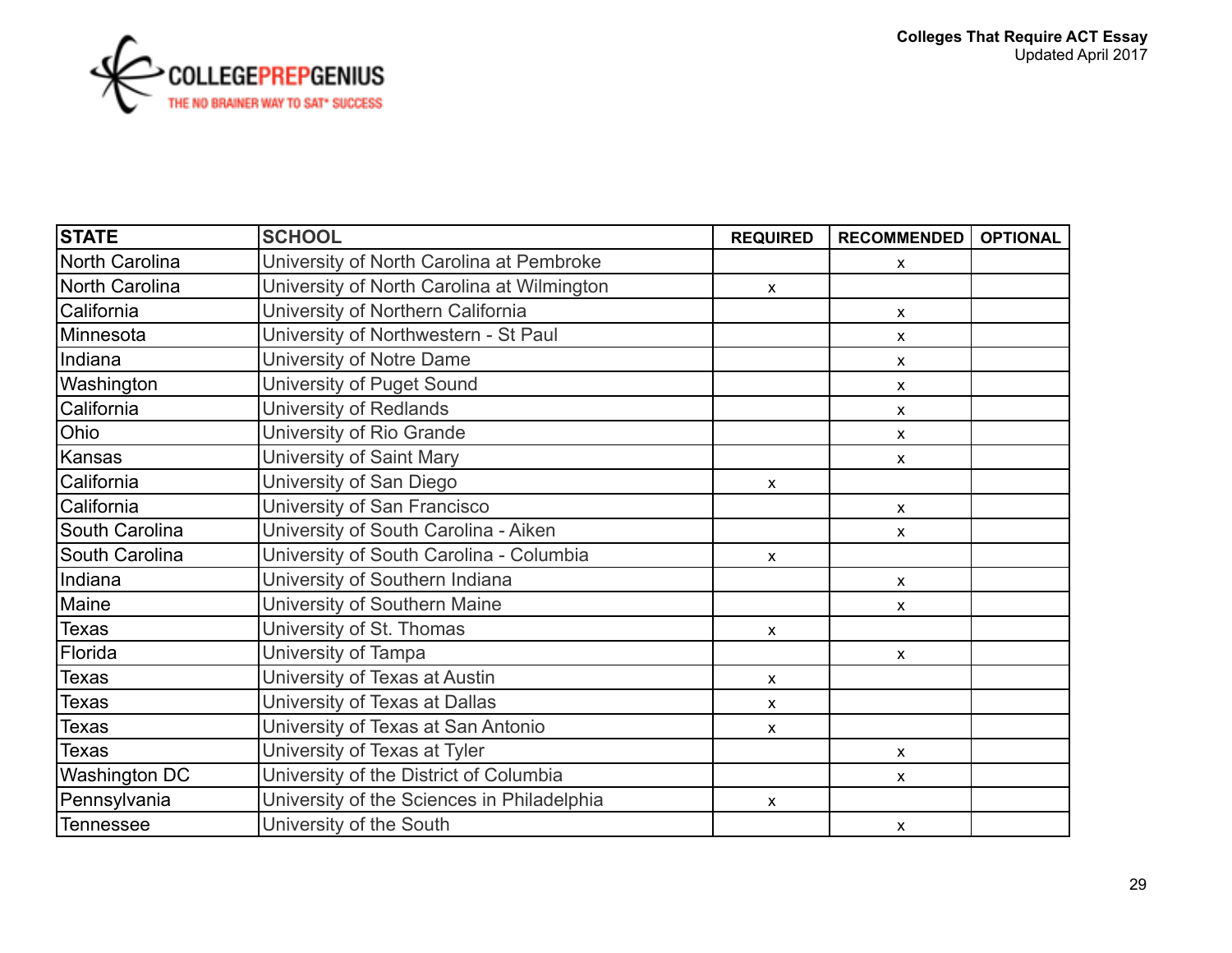| STATE | SCHOOL | REQUIRED | RECOMMENDED | OPTIONAL |
|---|---|---|---|---|
| North Carolina | University of North Carolina at Pembroke | | x | |
| North Carolina | University of North Carolina at Wilmington | x | | |
| California | University of Northern California | | x | |
| Minnesota | University of Northwestern - St Paul | | x | |
| Indiana | University of Notre Dame | | x | |
| Washington | University of Puget Sound | | x | |
| California | University of Redlands | | x | |
| Ohio | University of Rio Grande | | x | |
| Kansas | University of Saint Mary | | x | |
| California | University of San Diego | x | | |
| California | University of San Francisco | | x | |
| South Carolina | University of South Carolina - Aiken | | x | |
| South Carolina | University of South Carolina - Columbia | x | | |
| Indiana | University of Southern Indiana | | x | |
| Maine | University of Southern Maine | | x | |
| Texas | University of St. Thomas | x | | |
| Florida | University of Tampa | | x | |
| Texas | University of Texas at Austin | x | | |
| Texas | University of Texas at Dallas | x | | |
| Texas | University of Texas at San Antonio | x | | |
| Texas | University of Texas at Tyler | | x | |
| Washington DC | University of the District of Columbia | | x | |
| Pennsylvania | University of the Sciences in Philadelphia | x | | |
| Tennessee | University of the South | | x | |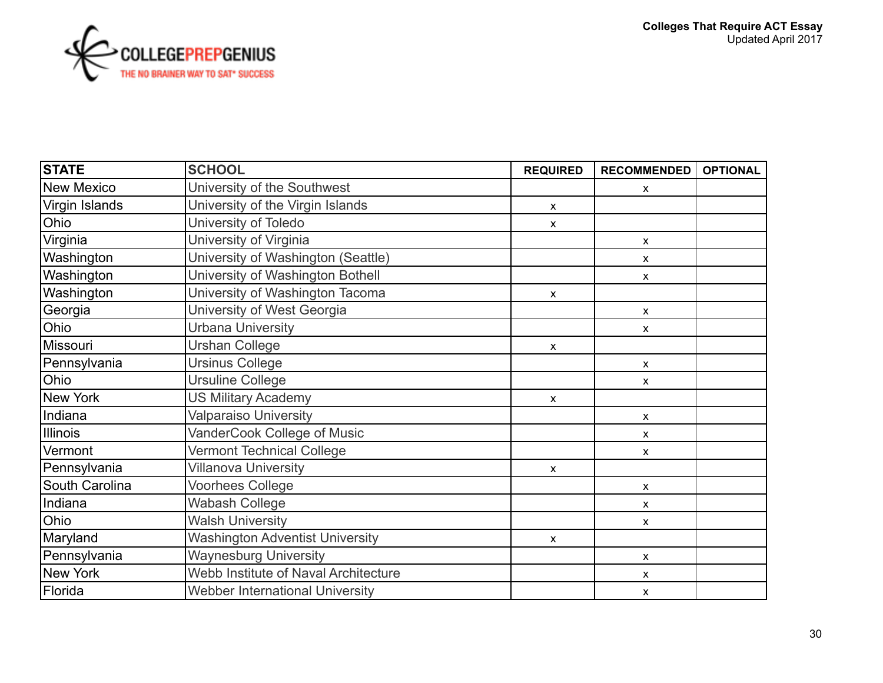| STATE | SCHOOL | REQUIRED | RECOMMENDED | OPTIONAL |
|---|---|---|---|---|
| New Mexico | University of the Southwest | | x | |
| Virgin Islands | University of the Virgin Islands | x | | |
| Ohio | University of Toledo | x | | |
| Virginia | University of Virginia | | x | |
| Washington | University of Washington (Seattle) | | x | |
| Washington | University of Washington Bothell | | x | |
| Washington | University of Washington Tacoma | x | | |
| Georgia | University of West Georgia | | x | |
| Ohio | Urbana University | | x | |
| Missouri | Urshan College | x | | |
| Pennsylvania | Ursinus College | | x | |
| Ohio | Ursuline College | | x | |
| New York | US Military Academy | x | | |
| Indiana | Valparaiso University | | x | |
| Illinois | VanderCook College of Music | | x | |
| Vermont | Vermont Technical College | | x | |
| Pennsylvania | Villanova University | x | | |
| South Carolina | Voorhees College | | x | |
| Indiana | Wabash College | | x | |
| Ohio | Walsh University | | x | |
| Maryland | Washington Adventist University | x | | |
| Pennsylvania | Waynesburg University | | x | |
| New York | Webb Institute of Naval Architecture | | x | |
| Florida | Webber International University | | x | |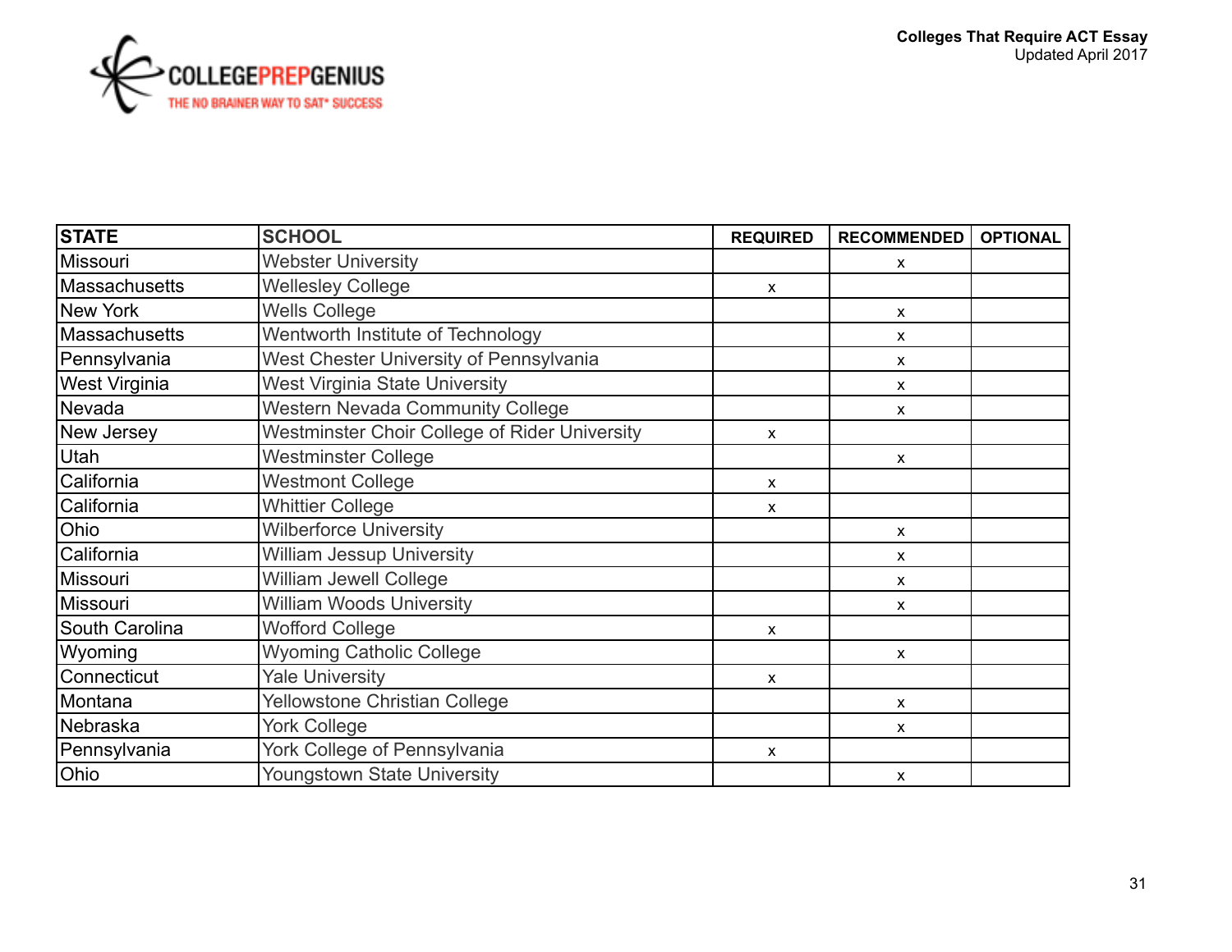**Colleges That Require ACT Essay**
Updated April 2017

| STATE | SCHOOL | REQUIRED | RECOMMENDED | OPTIONAL |
|---|---|---|---|---|
| Missouri | Webster University | | x | |
| Massachusetts | Wellesley College | x | | |
| New York | Wells College | | x | |
| Massachusetts | Wentworth Institute of Technology | | x | |
| Pennsylvania | West Chester University of Pennsylvania | | x | |
| West Virginia | West Virginia State University | | x | |
| Nevada | Western Nevada Community College | | x | |
| New Jersey | Westminster Choir College of Rider University | x | | |
| Utah | Westminster College | | x | |
| California | Westmont College | x | | |
| California | Whittier College | x | | |
| Ohio | Wilberforce University | | x | |
| California | William Jessup University | | x | |
| Missouri | William Jewell College | | x | |
| Missouri | William Woods University | | x | |
| South Carolina | Wofford College | x | | |
| Wyoming | Wyoming Catholic College | | x | |
| Connecticut | Yale University | x | | |
| Montana | Yellowstone Christian College | | x | |
| Nebraska | York College | | x | |
| Pennsylvania | York College of Pennsylvania | x | | |
| Ohio | Youngstown State University | | x | |